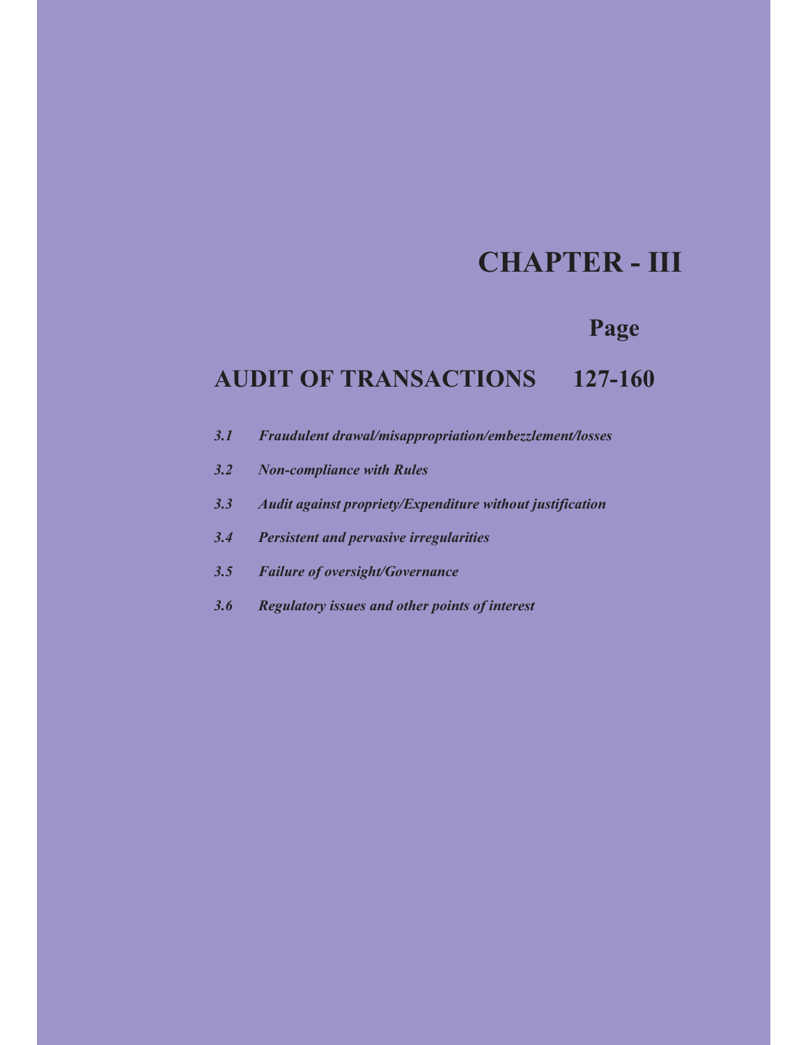# CHAPTER - III

**Page**

## AUDIT OF TRANSACTIONS 127-160

- ***3.1 Fraudulent drawal/misappropriation/embezzlement/losses***
- ***3.2 Non-compliance with Rules***
- ***3.3 Audit against propriety/Expenditure without justification***
- ***3.4 Persistent and pervasive irregularities***
- ***3.5 Failure of oversight/Governance***
- ***3.6 Regulatory issues and other points of interest***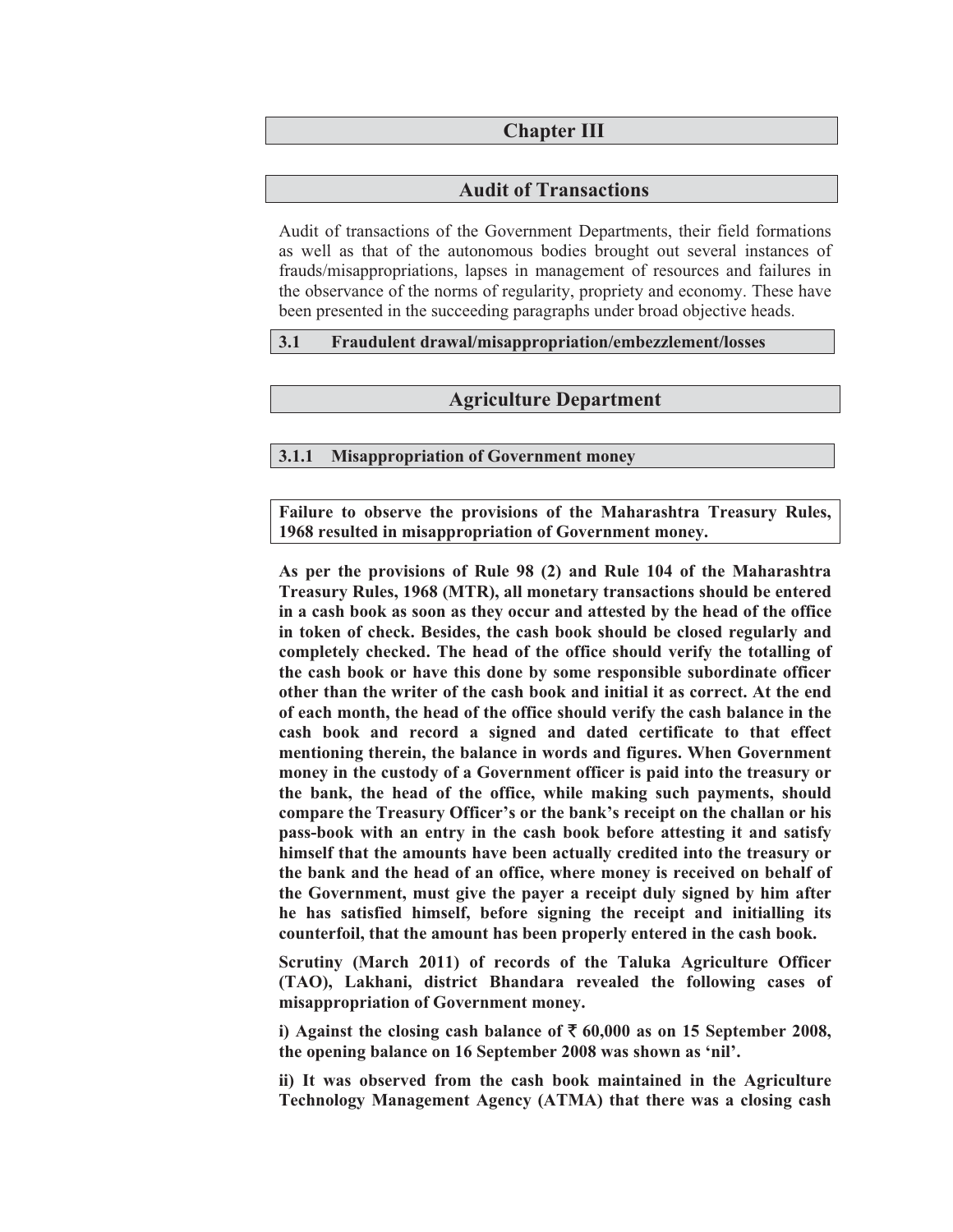# Chapter III

# Audit of Transactions

Audit of transactions of the Government Departments, their field formations as well as that of the autonomous bodies brought out several instances of frauds/misappropriations, lapses in management of resources and failures in the observance of the norms of regularity, propriety and economy. These have been presented in the succeeding paragraphs under broad objective heads.

## 3.1 Fraudulent drawal/misappropriation/embezzlement/losses

## Agriculture Department

### 3.1.1 Misappropriation of Government money

**Failure to observe the provisions of the Maharashtra Treasury Rules, 1968 resulted in misappropriation of Government money.**

**As per the provisions of Rule 98 (2) and Rule 104 of the Maharashtra Treasury Rules, 1968 (MTR), all monetary transactions should be entered in a cash book as soon as they occur and attested by the head of the office in token of check. Besides, the cash book should be closed regularly and completely checked. The head of the office should verify the totalling of the cash book or have this done by some responsible subordinate officer other than the writer of the cash book and initial it as correct. At the end of each month, the head of the office should verify the cash balance in the cash book and record a signed and dated certificate to that effect mentioning therein, the balance in words and figures. When Government money in the custody of a Government officer is paid into the treasury or the bank, the head of the office, while making such payments, should compare the Treasury Officer's or the bank's receipt on the challan or his pass-book with an entry in the cash book before attesting it and satisfy himself that the amounts have been actually credited into the treasury or the bank and the head of an office, where money is received on behalf of the Government, must give the payer a receipt duly signed by him after he has satisfied himself, before signing the receipt and initialling its counterfoil, that the amount has been properly entered in the cash book.**

**Scrutiny (March 2011) of records of the Taluka Agriculture Officer (TAO), Lakhani, district Bhandara revealed the following cases of misappropriation of Government money.**

**i) Against the closing cash balance of ₹ 60,000 as on 15 September 2008, the opening balance on 16 September 2008 was shown as 'nil'.**

**ii) It was observed from the cash book maintained in the Agriculture Technology Management Agency (ATMA) that there was a closing cash**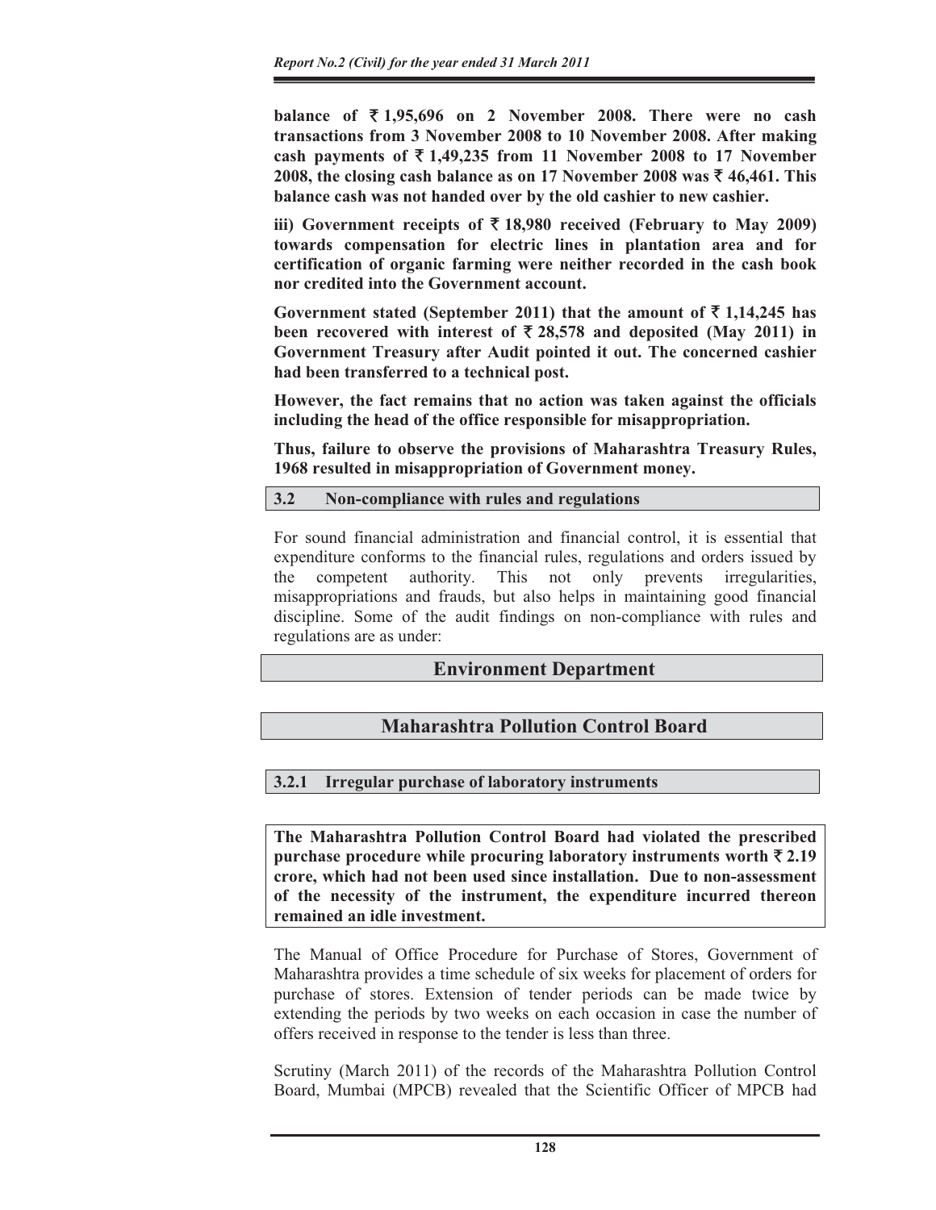**balance of ₹ 1,95,696 on 2 November 2008. There were no cash transactions from 3 November 2008 to 10 November 2008. After making cash payments of ₹ 1,49,235 from 11 November 2008 to 17 November 2008, the closing cash balance as on 17 November 2008 was ₹ 46,461. This balance cash was not handed over by the old cashier to new cashier.**

**iii) Government receipts of ₹ 18,980 received (February to May 2009) towards compensation for electric lines in plantation area and for certification of organic farming were neither recorded in the cash book nor credited into the Government account.**

**Government stated (September 2011) that the amount of ₹ 1,14,245 has been recovered with interest of ₹ 28,578 and deposited (May 2011) in Government Treasury after Audit pointed it out. The concerned cashier had been transferred to a technical post.**

**However, the fact remains that no action was taken against the officials including the head of the office responsible for misappropriation.**

**Thus, failure to observe the provisions of Maharashtra Treasury Rules, 1968 resulted in misappropriation of Government money.**

### 3.2 Non-compliance with rules and regulations

For sound financial administration and financial control, it is essential that expenditure conforms to the financial rules, regulations and orders issued by the competent authority. This not only prevents irregularities, misappropriations and frauds, but also helps in maintaining good financial discipline. Some of the audit findings on non-compliance with rules and regulations are as under:

## Environment Department

## Maharashtra Pollution Control Board

### 3.2.1 Irregular purchase of laboratory instruments

**The Maharashtra Pollution Control Board had violated the prescribed purchase procedure while procuring laboratory instruments worth ₹ 2.19 crore, which had not been used since installation. Due to non-assessment of the necessity of the instrument, the expenditure incurred thereon remained an idle investment.**

The Manual of Office Procedure for Purchase of Stores, Government of Maharashtra provides a time schedule of six weeks for placement of orders for purchase of stores. Extension of tender periods can be made twice by extending the periods by two weeks on each occasion in case the number of offers received in response to the tender is less than three.

Scrutiny (March 2011) of the records of the Maharashtra Pollution Control Board, Mumbai (MPCB) revealed that the Scientific Officer of MPCB had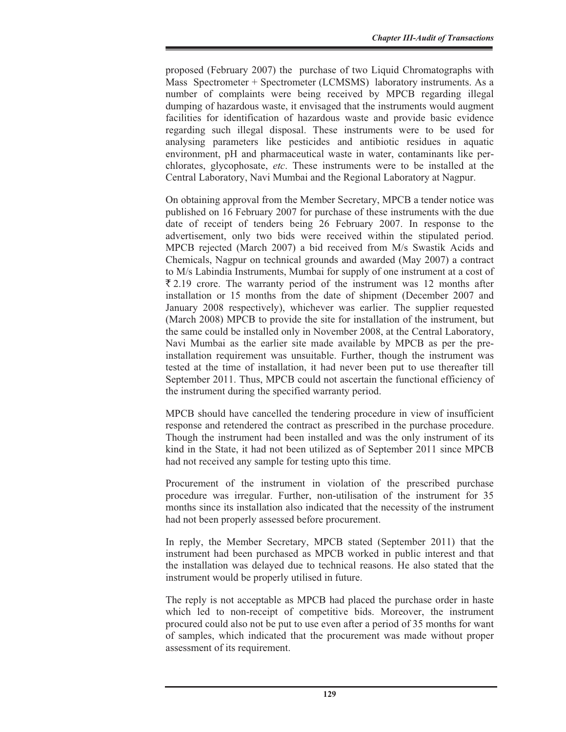proposed (February 2007) the purchase of two Liquid Chromatographs with Mass Spectrometer + Spectrometer (LCMSMS) laboratory instruments. As a number of complaints were being received by MPCB regarding illegal dumping of hazardous waste, it envisaged that the instruments would augment facilities for identification of hazardous waste and provide basic evidence regarding such illegal disposal. These instruments were to be used for analysing parameters like pesticides and antibiotic residues in aquatic environment, pH and pharmaceutical waste in water, contaminants like per-chlorates, glycophosate, *etc*. These instruments were to be installed at the Central Laboratory, Navi Mumbai and the Regional Laboratory at Nagpur.

On obtaining approval from the Member Secretary, MPCB a tender notice was published on 16 February 2007 for purchase of these instruments with the due date of receipt of tenders being 26 February 2007. In response to the advertisement, only two bids were received within the stipulated period. MPCB rejected (March 2007) a bid received from M/s Swastik Acids and Chemicals, Nagpur on technical grounds and awarded (May 2007) a contract to M/s Labindia Instruments, Mumbai for supply of one instrument at a cost of ₹ 2.19 crore. The warranty period of the instrument was 12 months after installation or 15 months from the date of shipment (December 2007 and January 2008 respectively), whichever was earlier. The supplier requested (March 2008) MPCB to provide the site for installation of the instrument, but the same could be installed only in November 2008, at the Central Laboratory, Navi Mumbai as the earlier site made available by MPCB as per the pre-installation requirement was unsuitable. Further, though the instrument was tested at the time of installation, it had never been put to use thereafter till September 2011. Thus, MPCB could not ascertain the functional efficiency of the instrument during the specified warranty period.

MPCB should have cancelled the tendering procedure in view of insufficient response and retendered the contract as prescribed in the purchase procedure. Though the instrument had been installed and was the only instrument of its kind in the State, it had not been utilized as of September 2011 since MPCB had not received any sample for testing upto this time.

Procurement of the instrument in violation of the prescribed purchase procedure was irregular. Further, non-utilisation of the instrument for 35 months since its installation also indicated that the necessity of the instrument had not been properly assessed before procurement.

In reply, the Member Secretary, MPCB stated (September 2011) that the instrument had been purchased as MPCB worked in public interest and that the installation was delayed due to technical reasons. He also stated that the instrument would be properly utilised in future.

The reply is not acceptable as MPCB had placed the purchase order in haste which led to non-receipt of competitive bids. Moreover, the instrument procured could also not be put to use even after a period of 35 months for want of samples, which indicated that the procurement was made without proper assessment of its requirement.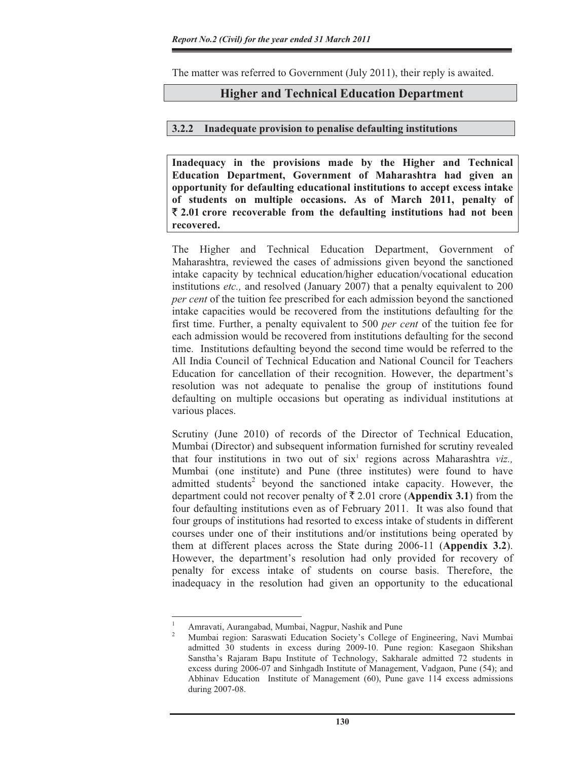The matter was referred to Government (July 2011), their reply is awaited.

## Higher and Technical Education Department

### 3.2.2 Inadequate provision to penalise defaulting institutions

**Inadequacy in the provisions made by the Higher and Technical Education Department, Government of Maharashtra had given an opportunity for defaulting educational institutions to accept excess intake of students on multiple occasions. As of March 2011, penalty of ₹ 2.01 crore recoverable from the defaulting institutions had not been recovered.**

The Higher and Technical Education Department, Government of Maharashtra, reviewed the cases of admissions given beyond the sanctioned intake capacity by technical education/higher education/vocational education institutions *etc.,* and resolved (January 2007) that a penalty equivalent to 200 *per cent* of the tuition fee prescribed for each admission beyond the sanctioned intake capacities would be recovered from the institutions defaulting for the first time. Further, a penalty equivalent to 500 *per cent* of the tuition fee for each admission would be recovered from institutions defaulting for the second time. Institutions defaulting beyond the second time would be referred to the All India Council of Technical Education and National Council for Teachers Education for cancellation of their recognition. However, the department's resolution was not adequate to penalise the group of institutions found defaulting on multiple occasions but operating as individual institutions at various places.

Scrutiny (June 2010) of records of the Director of Technical Education, Mumbai (Director) and subsequent information furnished for scrutiny revealed that four institutions in two out of six[1] regions across Maharashtra *viz.,* Mumbai (one institute) and Pune (three institutes) were found to have admitted students[2] beyond the sanctioned intake capacity. However, the department could not recover penalty of ₹ 2.01 crore (**Appendix 3.1**) from the four defaulting institutions even as of February 2011. It was also found that four groups of institutions had resorted to excess intake of students in different courses under one of their institutions and/or institutions being operated by them at different places across the State during 2006-11 (**Appendix 3.2**). However, the department's resolution had only provided for recovery of penalty for excess intake of students on course basis. Therefore, the inadequacy in the resolution had given an opportunity to the educational

---

[1] Amravati, Aurangabad, Mumbai, Nagpur, Nashik and Pune

[2] Mumbai region: Saraswati Education Society's College of Engineering, Navi Mumbai admitted 30 students in excess during 2009-10. Pune region: Kasegaon Shikshan Sanstha's Rajaram Bapu Institute of Technology, Sakharale admitted 72 students in excess during 2006-07 and Sinhgadh Institute of Management, Vadgaon, Pune (54); and Abhinav Education Institute of Management (60), Pune gave 114 excess admissions during 2007-08.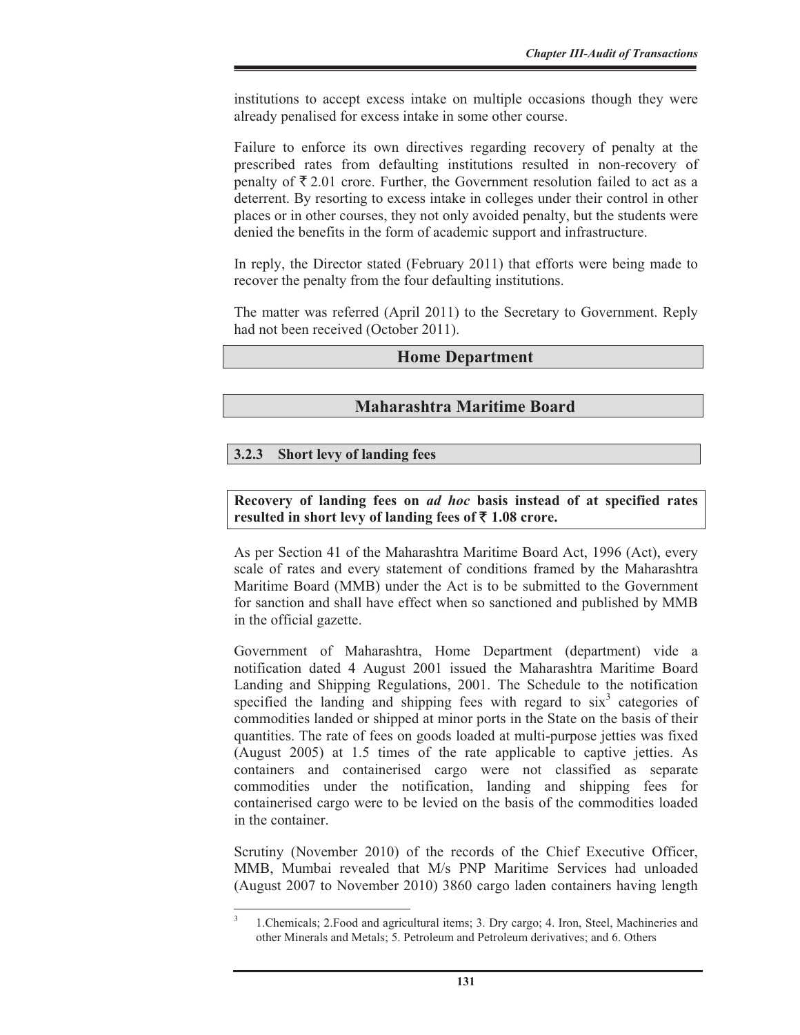institutions to accept excess intake on multiple occasions though they were already penalised for excess intake in some other course.

Failure to enforce its own directives regarding recovery of penalty at the prescribed rates from defaulting institutions resulted in non-recovery of penalty of ₹ 2.01 crore. Further, the Government resolution failed to act as a deterrent. By resorting to excess intake in colleges under their control in other places or in other courses, they not only avoided penalty, but the students were denied the benefits in the form of academic support and infrastructure.

In reply, the Director stated (February 2011) that efforts were being made to recover the penalty from the four defaulting institutions.

The matter was referred (April 2011) to the Secretary to Government. Reply had not been received (October 2011).

## Home Department

## Maharashtra Maritime Board

### 3.2.3 Short levy of landing fees

**Recovery of landing fees on *ad hoc* basis instead of at specified rates resulted in short levy of landing fees of ₹ 1.08 crore.**

As per Section 41 of the Maharashtra Maritime Board Act, 1996 (Act), every scale of rates and every statement of conditions framed by the Maharashtra Maritime Board (MMB) under the Act is to be submitted to the Government for sanction and shall have effect when so sanctioned and published by MMB in the official gazette.

Government of Maharashtra, Home Department (department) vide a notification dated 4 August 2001 issued the Maharashtra Maritime Board Landing and Shipping Regulations, 2001. The Schedule to the notification specified the landing and shipping fees with regard to six[3] categories of commodities landed or shipped at minor ports in the State on the basis of their quantities. The rate of fees on goods loaded at multi-purpose jetties was fixed (August 2005) at 1.5 times of the rate applicable to captive jetties. As containers and containerised cargo were not classified as separate commodities under the notification, landing and shipping fees for containerised cargo were to be levied on the basis of the commodities loaded in the container.

Scrutiny (November 2010) of the records of the Chief Executive Officer, MMB, Mumbai revealed that M/s PNP Maritime Services had unloaded (August 2007 to November 2010) 3860 cargo laden containers having length

[3] 1.Chemicals; 2.Food and agricultural items; 3. Dry cargo; 4. Iron, Steel, Machineries and other Minerals and Metals; 5. Petroleum and Petroleum derivatives; and 6. Others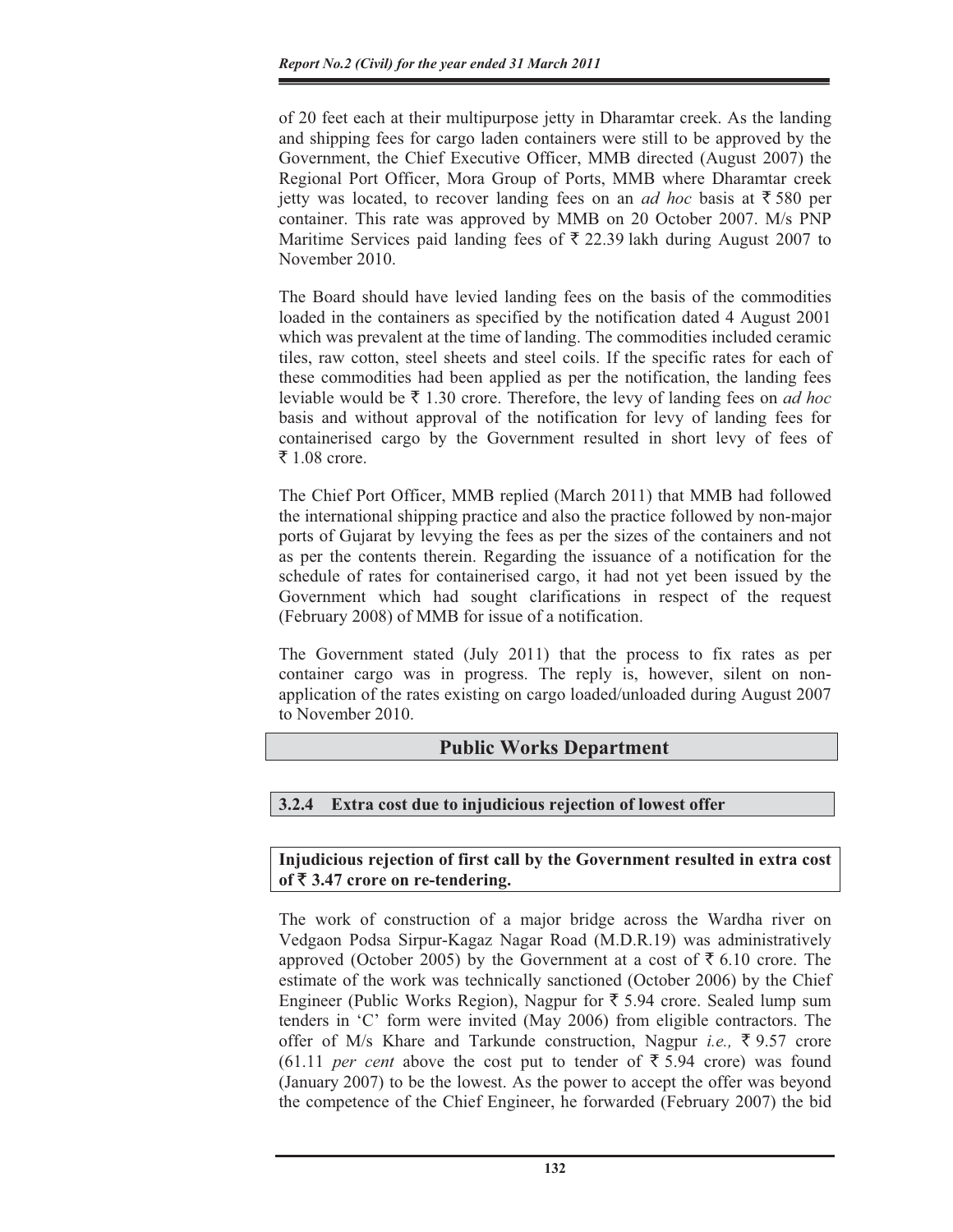of 20 feet each at their multipurpose jetty in Dharamtar creek. As the landing and shipping fees for cargo laden containers were still to be approved by the Government, the Chief Executive Officer, MMB directed (August 2007) the Regional Port Officer, Mora Group of Ports, MMB where Dharamtar creek jetty was located, to recover landing fees on an *ad hoc* basis at ₹ 580 per container. This rate was approved by MMB on 20 October 2007. M/s PNP Maritime Services paid landing fees of ₹ 22.39 lakh during August 2007 to November 2010.

The Board should have levied landing fees on the basis of the commodities loaded in the containers as specified by the notification dated 4 August 2001 which was prevalent at the time of landing. The commodities included ceramic tiles, raw cotton, steel sheets and steel coils. If the specific rates for each of these commodities had been applied as per the notification, the landing fees leviable would be ₹ 1.30 crore. Therefore, the levy of landing fees on *ad hoc* basis and without approval of the notification for levy of landing fees for containerised cargo by the Government resulted in short levy of fees of ₹ 1.08 crore.

The Chief Port Officer, MMB replied (March 2011) that MMB had followed the international shipping practice and also the practice followed by non-major ports of Gujarat by levying the fees as per the sizes of the containers and not as per the contents therein. Regarding the issuance of a notification for the schedule of rates for containerised cargo, it had not yet been issued by the Government which had sought clarifications in respect of the request (February 2008) of MMB for issue of a notification.

The Government stated (July 2011) that the process to fix rates as per container cargo was in progress. The reply is, however, silent on non-application of the rates existing on cargo loaded/unloaded during August 2007 to November 2010.

## Public Works Department

### 3.2.4 Extra cost due to injudicious rejection of lowest offer

**Injudicious rejection of first call by the Government resulted in extra cost of ₹ 3.47 crore on re-tendering.**

The work of construction of a major bridge across the Wardha river on Vedgaon Podsa Sirpur-Kagaz Nagar Road (M.D.R.19) was administratively approved (October 2005) by the Government at a cost of ₹ 6.10 crore. The estimate of the work was technically sanctioned (October 2006) by the Chief Engineer (Public Works Region), Nagpur for ₹ 5.94 crore. Sealed lump sum tenders in 'C' form were invited (May 2006) from eligible contractors. The offer of M/s Khare and Tarkunde construction, Nagpur *i.e.,* ₹ 9.57 crore (61.11 *per cent* above the cost put to tender of ₹ 5.94 crore) was found (January 2007) to be the lowest. As the power to accept the offer was beyond the competence of the Chief Engineer, he forwarded (February 2007) the bid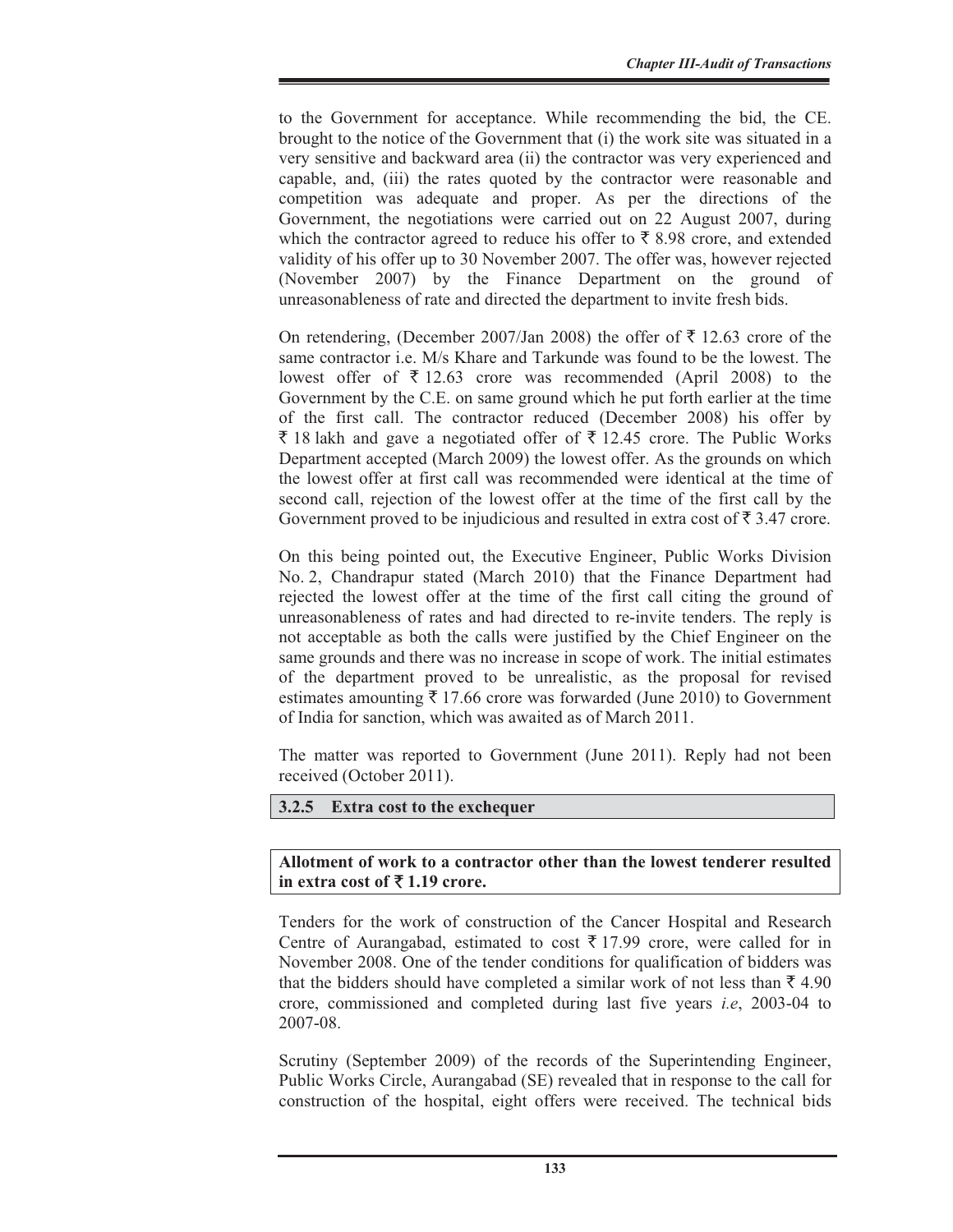to the Government for acceptance. While recommending the bid, the CE. brought to the notice of the Government that (i) the work site was situated in a very sensitive and backward area (ii) the contractor was very experienced and capable, and, (iii) the rates quoted by the contractor were reasonable and competition was adequate and proper. As per the directions of the Government, the negotiations were carried out on 22 August 2007, during which the contractor agreed to reduce his offer to ₹ 8.98 crore, and extended validity of his offer up to 30 November 2007. The offer was, however rejected (November 2007) by the Finance Department on the ground of unreasonableness of rate and directed the department to invite fresh bids.

On retendering, (December 2007/Jan 2008) the offer of ₹ 12.63 crore of the same contractor i.e. M/s Khare and Tarkunde was found to be the lowest. The lowest offer of ₹ 12.63 crore was recommended (April 2008) to the Government by the C.E. on same ground which he put forth earlier at the time of the first call. The contractor reduced (December 2008) his offer by ₹ 18 lakh and gave a negotiated offer of ₹ 12.45 crore. The Public Works Department accepted (March 2009) the lowest offer. As the grounds on which the lowest offer at first call was recommended were identical at the time of second call, rejection of the lowest offer at the time of the first call by the Government proved to be injudicious and resulted in extra cost of ₹ 3.47 crore.

On this being pointed out, the Executive Engineer, Public Works Division No. 2, Chandrapur stated (March 2010) that the Finance Department had rejected the lowest offer at the time of the first call citing the ground of unreasonableness of rates and had directed to re-invite tenders. The reply is not acceptable as both the calls were justified by the Chief Engineer on the same grounds and there was no increase in scope of work. The initial estimates of the department proved to be unrealistic, as the proposal for revised estimates amounting ₹ 17.66 crore was forwarded (June 2010) to Government of India for sanction, which was awaited as of March 2011.

The matter was reported to Government (June 2011). Reply had not been received (October 2011).

### 3.2.5 Extra cost to the exchequer

**Allotment of work to a contractor other than the lowest tenderer resulted in extra cost of ₹ 1.19 crore.**

Tenders for the work of construction of the Cancer Hospital and Research Centre of Aurangabad, estimated to cost ₹ 17.99 crore, were called for in November 2008. One of the tender conditions for qualification of bidders was that the bidders should have completed a similar work of not less than ₹ 4.90 crore, commissioned and completed during last five years *i.e*, 2003-04 to 2007-08.

Scrutiny (September 2009) of the records of the Superintending Engineer, Public Works Circle, Aurangabad (SE) revealed that in response to the call for construction of the hospital, eight offers were received. The technical bids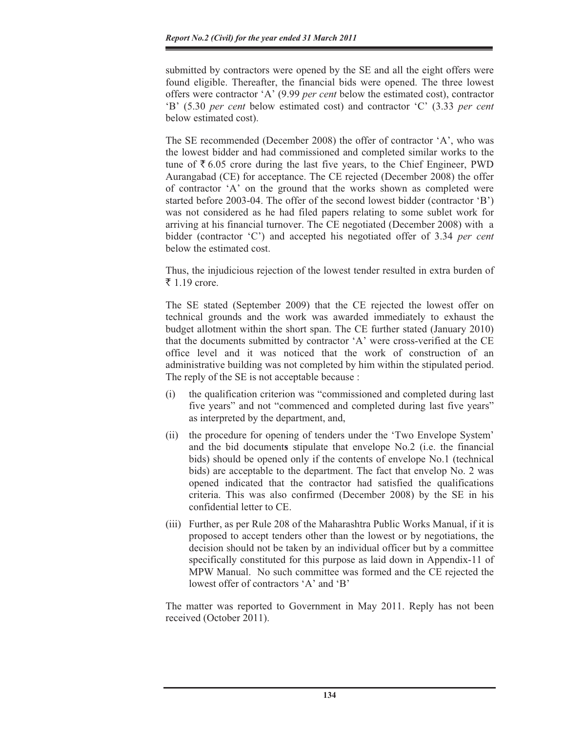submitted by contractors were opened by the SE and all the eight offers were found eligible. Thereafter, the financial bids were opened. The three lowest offers were contractor 'A' (9.99 *per cent* below the estimated cost), contractor 'B' (5.30 *per cent* below estimated cost) and contractor 'C' (3.33 *per cent* below estimated cost).

The SE recommended (December 2008) the offer of contractor 'A', who was the lowest bidder and had commissioned and completed similar works to the tune of ₹ 6.05 crore during the last five years, to the Chief Engineer, PWD Aurangabad (CE) for acceptance. The CE rejected (December 2008) the offer of contractor 'A' on the ground that the works shown as completed were started before 2003-04. The offer of the second lowest bidder (contractor 'B') was not considered as he had filed papers relating to some sublet work for arriving at his financial turnover. The CE negotiated (December 2008) with a bidder (contractor 'C') and accepted his negotiated offer of 3.34 *per cent* below the estimated cost.

Thus, the injudicious rejection of the lowest tender resulted in extra burden of ₹ 1.19 crore.

The SE stated (September 2009) that the CE rejected the lowest offer on technical grounds and the work was awarded immediately to exhaust the budget allotment within the short span. The CE further stated (January 2010) that the documents submitted by contractor 'A' were cross-verified at the CE office level and it was noticed that the work of construction of an administrative building was not completed by him within the stipulated period. The reply of the SE is not acceptable because :

(i) the qualification criterion was "commissioned and completed during last five years" and not "commenced and completed during last five years" as interpreted by the department, and,

(ii) the procedure for opening of tenders under the 'Two Envelope System' and the bid document**s** stipulate that envelope No.2 (i.e. the financial bids) should be opened only if the contents of envelope No.1 (technical bids) are acceptable to the department. The fact that envelop No. 2 was opened indicated that the contractor had satisfied the qualifications criteria. This was also confirmed (December 2008) by the SE in his confidential letter to CE.

(iii) Further, as per Rule 208 of the Maharashtra Public Works Manual, if it is proposed to accept tenders other than the lowest or by negotiations, the decision should not be taken by an individual officer but by a committee specifically constituted for this purpose as laid down in Appendix-11 of MPW Manual. No such committee was formed and the CE rejected the lowest offer of contractors 'A' and 'B'

The matter was reported to Government in May 2011. Reply has not been received (October 2011).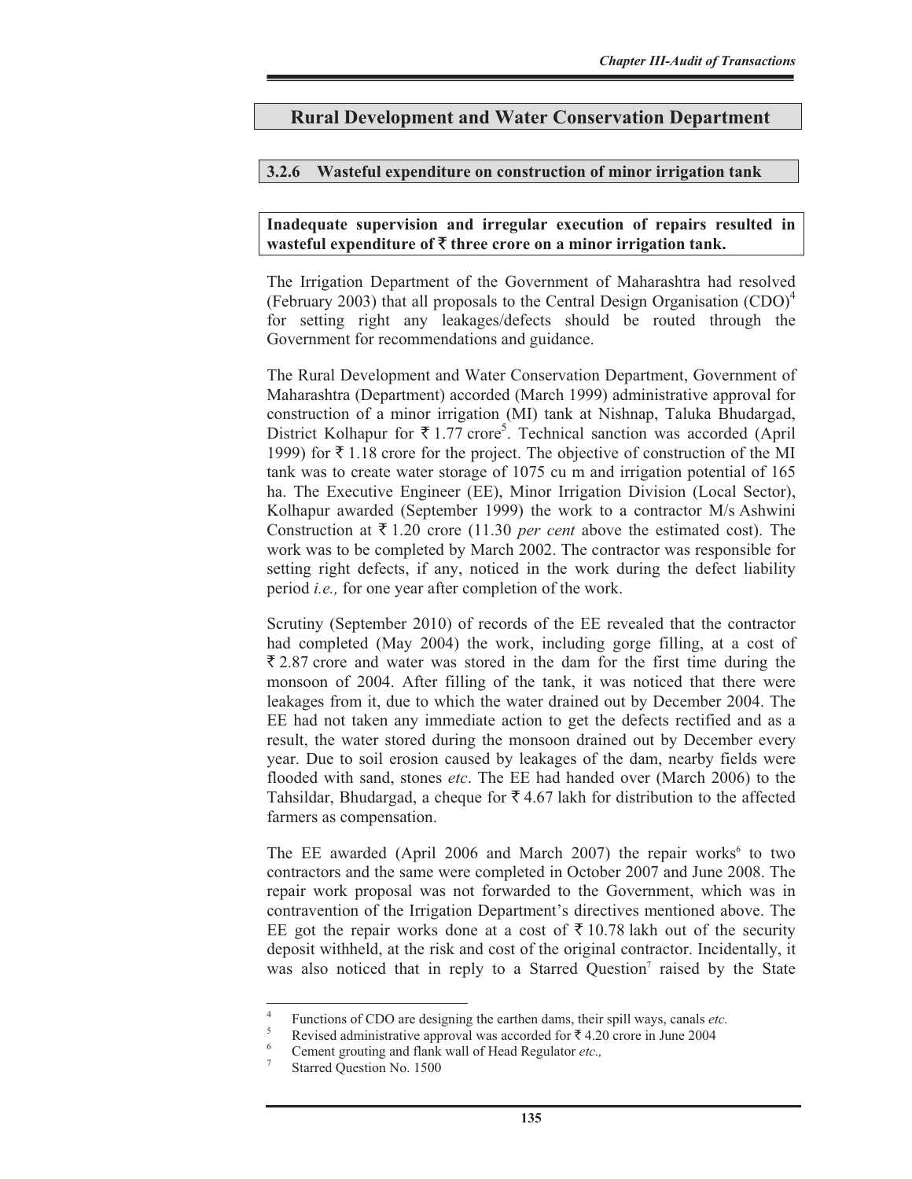## Rural Development and Water Conservation Department

### 3.2.6 Wasteful expenditure on construction of minor irrigation tank

**Inadequate supervision and irregular execution of repairs resulted in wasteful expenditure of ₹ three crore on a minor irrigation tank.**

The Irrigation Department of the Government of Maharashtra had resolved (February 2003) that all proposals to the Central Design Organisation (CDO)[4] for setting right any leakages/defects should be routed through the Government for recommendations and guidance.

The Rural Development and Water Conservation Department, Government of Maharashtra (Department) accorded (March 1999) administrative approval for construction of a minor irrigation (MI) tank at Nishnap, Taluka Bhudargad, District Kolhapur for ₹ 1.77 crore[5]. Technical sanction was accorded (April 1999) for ₹ 1.18 crore for the project. The objective of construction of the MI tank was to create water storage of 1075 cu m and irrigation potential of 165 ha. The Executive Engineer (EE), Minor Irrigation Division (Local Sector), Kolhapur awarded (September 1999) the work to a contractor M/s Ashwini Construction at ₹ 1.20 crore (11.30 *per cent* above the estimated cost). The work was to be completed by March 2002. The contractor was responsible for setting right defects, if any, noticed in the work during the defect liability period *i.e.,* for one year after completion of the work.

Scrutiny (September 2010) of records of the EE revealed that the contractor had completed (May 2004) the work, including gorge filling, at a cost of ₹ 2.87 crore and water was stored in the dam for the first time during the monsoon of 2004. After filling of the tank, it was noticed that there were leakages from it, due to which the water drained out by December 2004. The EE had not taken any immediate action to get the defects rectified and as a result, the water stored during the monsoon drained out by December every year. Due to soil erosion caused by leakages of the dam, nearby fields were flooded with sand, stones *etc*. The EE had handed over (March 2006) to the Tahsildar, Bhudargad, a cheque for ₹ 4.67 lakh for distribution to the affected farmers as compensation.

The EE awarded (April 2006 and March 2007) the repair works[6] to two contractors and the same were completed in October 2007 and June 2008. The repair work proposal was not forwarded to the Government, which was in contravention of the Irrigation Department's directives mentioned above. The EE got the repair works done at a cost of ₹ 10.78 lakh out of the security deposit withheld, at the risk and cost of the original contractor. Incidentally, it was also noticed that in reply to a Starred Question[7] raised by the State

---

[4] Functions of CDO are designing the earthen dams, their spill ways, canals *etc.*

[5] Revised administrative approval was accorded for ₹ 4.20 crore in June 2004

[6] Cement grouting and flank wall of Head Regulator *etc.,*

[7] Starred Question No. 1500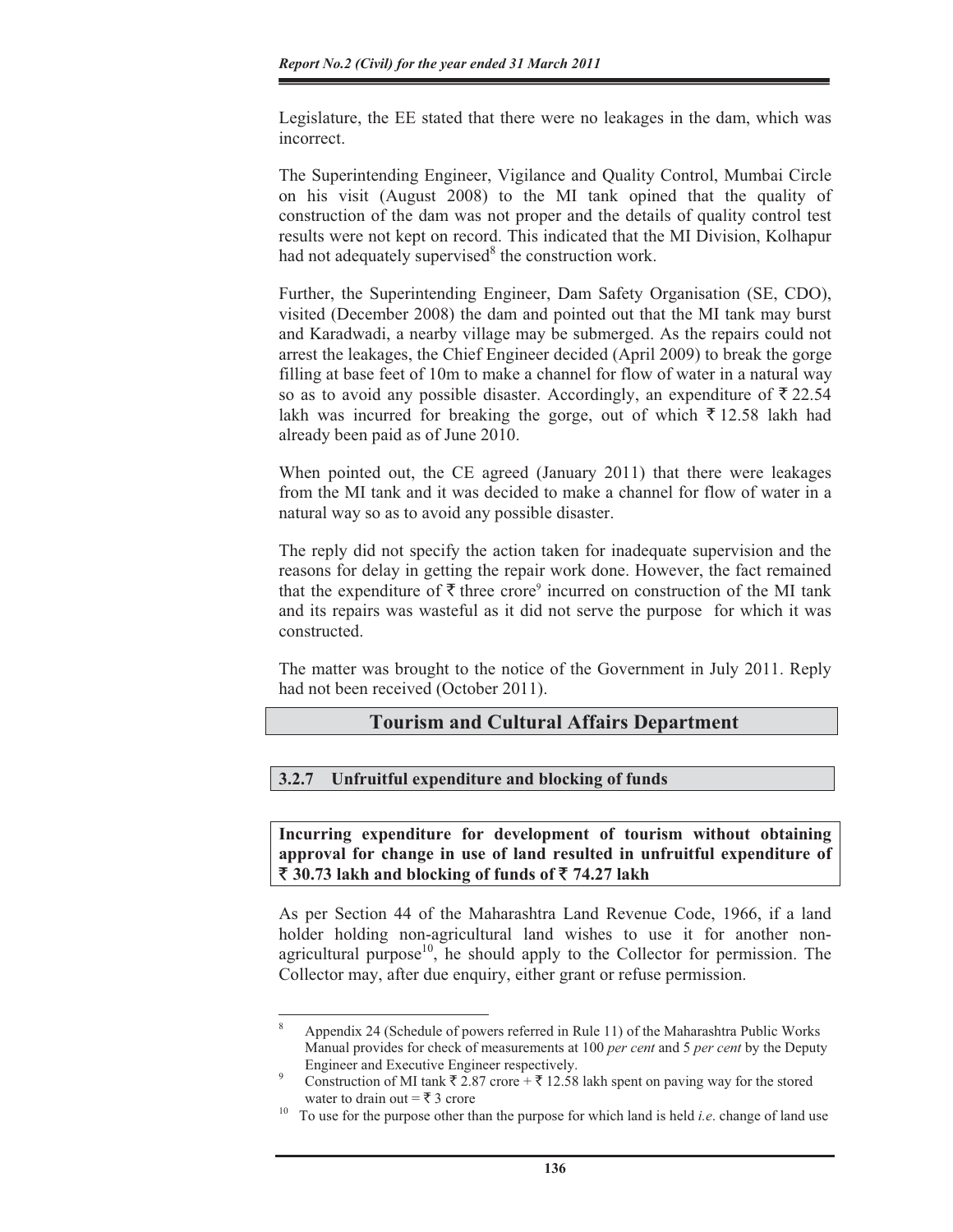Legislature, the EE stated that there were no leakages in the dam, which was incorrect.

The Superintending Engineer, Vigilance and Quality Control, Mumbai Circle on his visit (August 2008) to the MI tank opined that the quality of construction of the dam was not proper and the details of quality control test results were not kept on record. This indicated that the MI Division, Kolhapur had not adequately supervised[8] the construction work.

Further, the Superintending Engineer, Dam Safety Organisation (SE, CDO), visited (December 2008) the dam and pointed out that the MI tank may burst and Karadwadi, a nearby village may be submerged. As the repairs could not arrest the leakages, the Chief Engineer decided (April 2009) to break the gorge filling at base feet of 10m to make a channel for flow of water in a natural way so as to avoid any possible disaster. Accordingly, an expenditure of ₹ 22.54 lakh was incurred for breaking the gorge, out of which ₹ 12.58 lakh had already been paid as of June 2010.

When pointed out, the CE agreed (January 2011) that there were leakages from the MI tank and it was decided to make a channel for flow of water in a natural way so as to avoid any possible disaster.

The reply did not specify the action taken for inadequate supervision and the reasons for delay in getting the repair work done. However, the fact remained that the expenditure of ₹ three crore[9] incurred on construction of the MI tank and its repairs was wasteful as it did not serve the purpose for which it was constructed.

The matter was brought to the notice of the Government in July 2011. Reply had not been received (October 2011).

## Tourism and Cultural Affairs Department

### 3.2.7 Unfruitful expenditure and blocking of funds

**Incurring expenditure for development of tourism without obtaining approval for change in use of land resulted in unfruitful expenditure of ₹ 30.73 lakh and blocking of funds of ₹ 74.27 lakh**

As per Section 44 of the Maharashtra Land Revenue Code, 1966, if a land holder holding non-agricultural land wishes to use it for another non-agricultural purpose[10], he should apply to the Collector for permission. The Collector may, after due enquiry, either grant or refuse permission.

---

[8] Appendix 24 (Schedule of powers referred in Rule 11) of the Maharashtra Public Works Manual provides for check of measurements at 100 *per cent* and 5 *per cent* by the Deputy Engineer and Executive Engineer respectively.

[9] Construction of MI tank ₹ 2.87 crore + ₹ 12.58 lakh spent on paving way for the stored water to drain out = ₹ 3 crore

[10] To use for the purpose other than the purpose for which land is held *i.e*. change of land use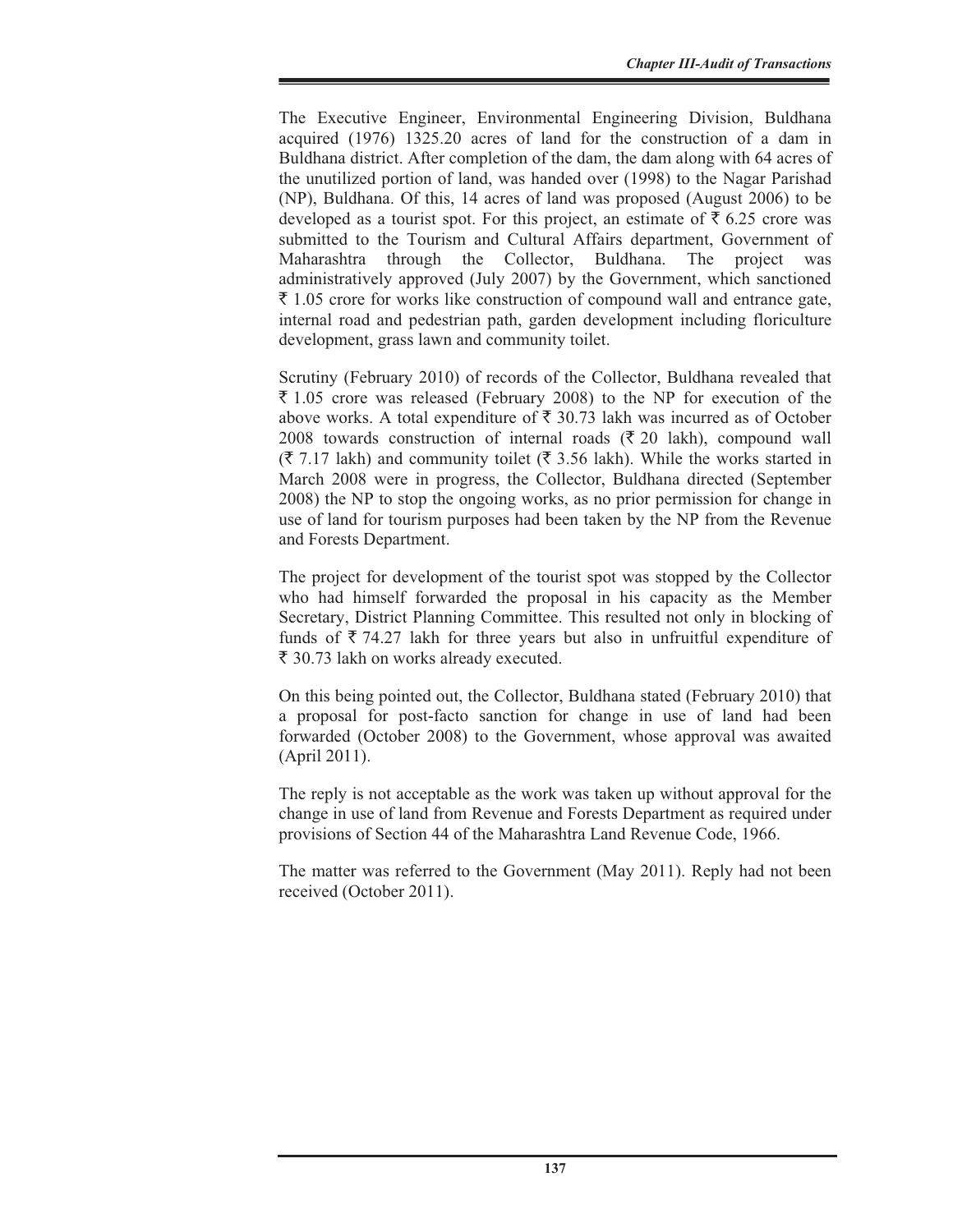The Executive Engineer, Environmental Engineering Division, Buldhana acquired (1976) 1325.20 acres of land for the construction of a dam in Buldhana district. After completion of the dam, the dam along with 64 acres of the unutilized portion of land, was handed over (1998) to the Nagar Parishad (NP), Buldhana. Of this, 14 acres of land was proposed (August 2006) to be developed as a tourist spot. For this project, an estimate of ₹ 6.25 crore was submitted to the Tourism and Cultural Affairs department, Government of Maharashtra through the Collector, Buldhana. The project was administratively approved (July 2007) by the Government, which sanctioned ₹ 1.05 crore for works like construction of compound wall and entrance gate, internal road and pedestrian path, garden development including floriculture development, grass lawn and community toilet.

Scrutiny (February 2010) of records of the Collector, Buldhana revealed that ₹ 1.05 crore was released (February 2008) to the NP for execution of the above works. A total expenditure of ₹ 30.73 lakh was incurred as of October 2008 towards construction of internal roads (₹ 20 lakh), compound wall (₹ 7.17 lakh) and community toilet (₹ 3.56 lakh). While the works started in March 2008 were in progress, the Collector, Buldhana directed (September 2008) the NP to stop the ongoing works, as no prior permission for change in use of land for tourism purposes had been taken by the NP from the Revenue and Forests Department.

The project for development of the tourist spot was stopped by the Collector who had himself forwarded the proposal in his capacity as the Member Secretary, District Planning Committee. This resulted not only in blocking of funds of ₹ 74.27 lakh for three years but also in unfruitful expenditure of ₹ 30.73 lakh on works already executed.

On this being pointed out, the Collector, Buldhana stated (February 2010) that a proposal for post-facto sanction for change in use of land had been forwarded (October 2008) to the Government, whose approval was awaited (April 2011).

The reply is not acceptable as the work was taken up without approval for the change in use of land from Revenue and Forests Department as required under provisions of Section 44 of the Maharashtra Land Revenue Code, 1966.

The matter was referred to the Government (May 2011). Reply had not been received (October 2011).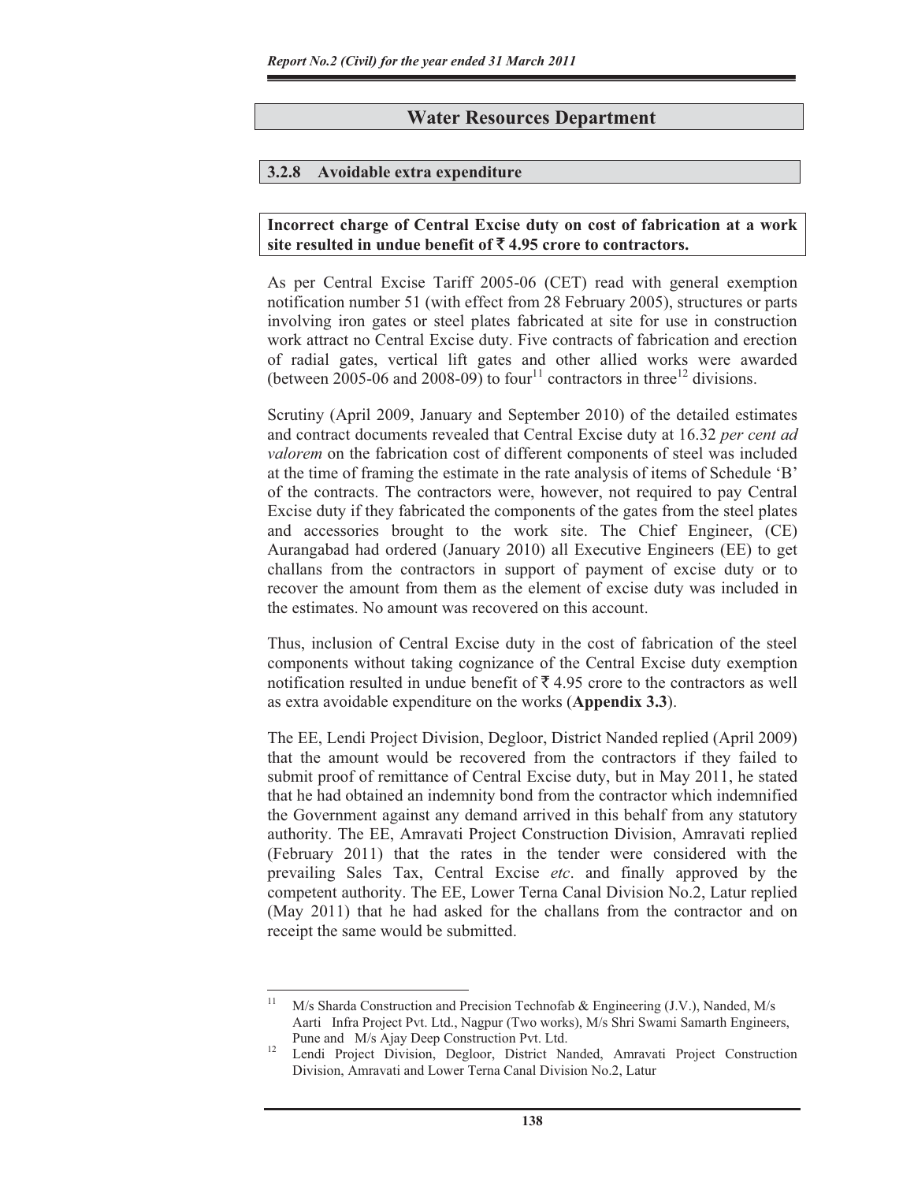## Water Resources Department

### 3.2.8 Avoidable extra expenditure

**Incorrect charge of Central Excise duty on cost of fabrication at a work site resulted in undue benefit of ₹ 4.95 crore to contractors.**

As per Central Excise Tariff 2005-06 (CET) read with general exemption notification number 51 (with effect from 28 February 2005), structures or parts involving iron gates or steel plates fabricated at site for use in construction work attract no Central Excise duty. Five contracts of fabrication and erection of radial gates, vertical lift gates and other allied works were awarded (between 2005-06 and 2008-09) to four[11] contractors in three[12] divisions.

Scrutiny (April 2009, January and September 2010) of the detailed estimates and contract documents revealed that Central Excise duty at 16.32 *per cent ad valorem* on the fabrication cost of different components of steel was included at the time of framing the estimate in the rate analysis of items of Schedule 'B' of the contracts. The contractors were, however, not required to pay Central Excise duty if they fabricated the components of the gates from the steel plates and accessories brought to the work site. The Chief Engineer, (CE) Aurangabad had ordered (January 2010) all Executive Engineers (EE) to get challans from the contractors in support of payment of excise duty or to recover the amount from them as the element of excise duty was included in the estimates. No amount was recovered on this account.

Thus, inclusion of Central Excise duty in the cost of fabrication of the steel components without taking cognizance of the Central Excise duty exemption notification resulted in undue benefit of ₹ 4.95 crore to the contractors as well as extra avoidable expenditure on the works (**Appendix 3.3**).

The EE, Lendi Project Division, Degloor, District Nanded replied (April 2009) that the amount would be recovered from the contractors if they failed to submit proof of remittance of Central Excise duty, but in May 2011, he stated that he had obtained an indemnity bond from the contractor which indemnified the Government against any demand arrived in this behalf from any statutory authority. The EE, Amravati Project Construction Division, Amravati replied (February 2011) that the rates in the tender were considered with the prevailing Sales Tax, Central Excise *etc*. and finally approved by the competent authority. The EE, Lower Terna Canal Division No.2, Latur replied (May 2011) that he had asked for the challans from the contractor and on receipt the same would be submitted.

---

[11] M/s Sharda Construction and Precision Technofab & Engineering (J.V.), Nanded, M/s Aarti Infra Project Pvt. Ltd., Nagpur (Two works), M/s Shri Swami Samarth Engineers, Pune and M/s Ajay Deep Construction Pvt. Ltd.

[12] Lendi Project Division, Degloor, District Nanded, Amravati Project Construction Division, Amravati and Lower Terna Canal Division No.2, Latur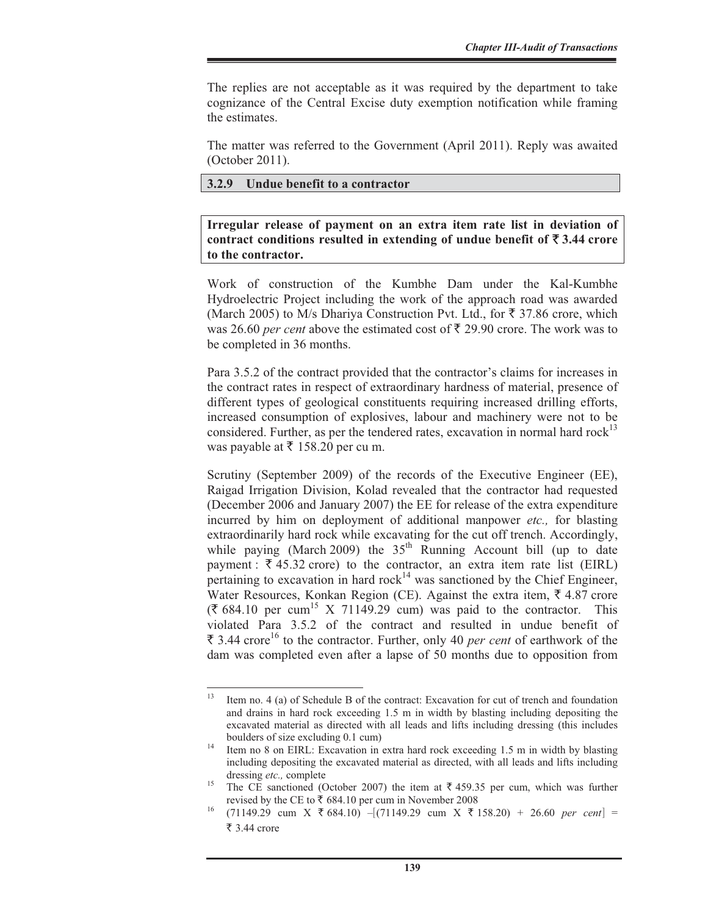The replies are not acceptable as it was required by the department to take cognizance of the Central Excise duty exemption notification while framing the estimates.

The matter was referred to the Government (April 2011). Reply was awaited (October 2011).

### 3.2.9 Undue benefit to a contractor

**Irregular release of payment on an extra item rate list in deviation of contract conditions resulted in extending of undue benefit of ₹ 3.44 crore to the contractor.**

Work of construction of the Kumbhe Dam under the Kal-Kumbhe Hydroelectric Project including the work of the approach road was awarded (March 2005) to M/s Dhariya Construction Pvt. Ltd., for ₹ 37.86 crore, which was 26.60 *per cent* above the estimated cost of ₹ 29.90 crore. The work was to be completed in 36 months.

Para 3.5.2 of the contract provided that the contractor's claims for increases in the contract rates in respect of extraordinary hardness of material, presence of different types of geological constituents requiring increased drilling efforts, increased consumption of explosives, labour and machinery were not to be considered. Further, as per the tendered rates, excavation in normal hard rock[13] was payable at ₹ 158.20 per cu m.

Scrutiny (September 2009) of the records of the Executive Engineer (EE), Raigad Irrigation Division, Kolad revealed that the contractor had requested (December 2006 and January 2007) the EE for release of the extra expenditure incurred by him on deployment of additional manpower *etc.,* for blasting extraordinarily hard rock while excavating for the cut off trench. Accordingly, while paying (March 2009) the 35[th] Running Account bill (up to date payment : ₹ 45.32 crore) to the contractor, an extra item rate list (EIRL) pertaining to excavation in hard rock[14] was sanctioned by the Chief Engineer, Water Resources, Konkan Region (CE). Against the extra item, ₹ 4.87 crore (₹ 684.10 per cum[15] X 71149.29 cum) was paid to the contractor. This violated Para 3.5.2 of the contract and resulted in undue benefit of ₹ 3.44 crore[16] to the contractor. Further, only 40 *per cent* of earthwork of the dam was completed even after a lapse of 50 months due to opposition from

---

[13] Item no. 4 (a) of Schedule B of the contract: Excavation for cut of trench and foundation and drains in hard rock exceeding 1.5 m in width by blasting including depositing the excavated material as directed with all leads and lifts including dressing (this includes boulders of size excluding 0.1 cum)

[14] Item no 8 on EIRL: Excavation in extra hard rock exceeding 1.5 m in width by blasting including depositing the excavated material as directed, with all leads and lifts including dressing *etc.,* complete

[15] The CE sanctioned (October 2007) the item at ₹ 459.35 per cum, which was further revised by the CE to ₹ 684.10 per cum in November 2008

[16] (71149.29 cum X ₹ 684.10) –[(71149.29 cum X ₹ 158.20) + 26.60 *per cent*] = ₹ 3.44 crore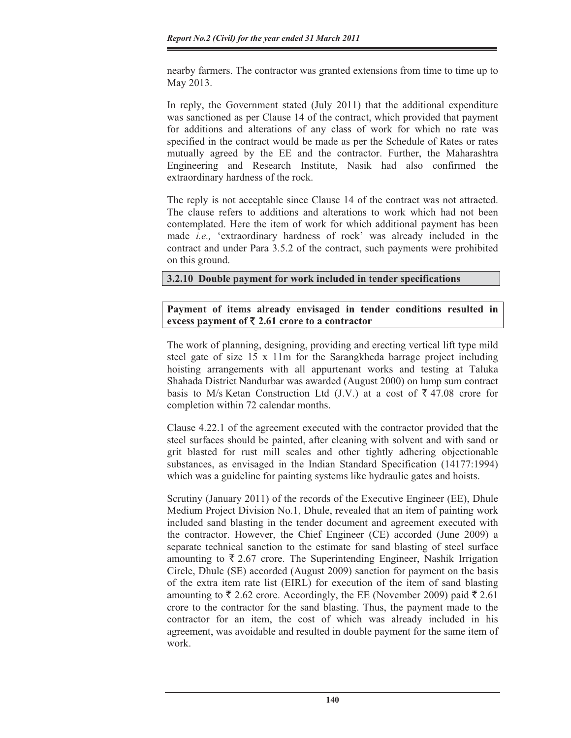nearby farmers. The contractor was granted extensions from time to time up to May 2013.

In reply, the Government stated (July 2011) that the additional expenditure was sanctioned as per Clause 14 of the contract, which provided that payment for additions and alterations of any class of work for which no rate was specified in the contract would be made as per the Schedule of Rates or rates mutually agreed by the EE and the contractor. Further, the Maharashtra Engineering and Research Institute, Nasik had also confirmed the extraordinary hardness of the rock.

The reply is not acceptable since Clause 14 of the contract was not attracted. The clause refers to additions and alterations to work which had not been contemplated. Here the item of work for which additional payment has been made *i.e.,* 'extraordinary hardness of rock' was already included in the contract and under Para 3.5.2 of the contract, such payments were prohibited on this ground.

### 3.2.10 Double payment for work included in tender specifications

**Payment of items already envisaged in tender conditions resulted in excess payment of ₹ 2.61 crore to a contractor**

The work of planning, designing, providing and erecting vertical lift type mild steel gate of size 15 x 11m for the Sarangkheda barrage project including hoisting arrangements with all appurtenant works and testing at Taluka Shahada District Nandurbar was awarded (August 2000) on lump sum contract basis to M/s Ketan Construction Ltd (J.V.) at a cost of ₹ 47.08 crore for completion within 72 calendar months.

Clause 4.22.1 of the agreement executed with the contractor provided that the steel surfaces should be painted, after cleaning with solvent and with sand or grit blasted for rust mill scales and other tightly adhering objectionable substances, as envisaged in the Indian Standard Specification (14177:1994) which was a guideline for painting systems like hydraulic gates and hoists.

Scrutiny (January 2011) of the records of the Executive Engineer (EE), Dhule Medium Project Division No.1, Dhule, revealed that an item of painting work included sand blasting in the tender document and agreement executed with the contractor. However, the Chief Engineer (CE) accorded (June 2009) a separate technical sanction to the estimate for sand blasting of steel surface amounting to ₹ 2.67 crore. The Superintending Engineer, Nashik Irrigation Circle, Dhule (SE) accorded (August 2009) sanction for payment on the basis of the extra item rate list (EIRL) for execution of the item of sand blasting amounting to ₹ 2.62 crore. Accordingly, the EE (November 2009) paid ₹ 2.61 crore to the contractor for the sand blasting. Thus, the payment made to the contractor for an item, the cost of which was already included in his agreement, was avoidable and resulted in double payment for the same item of work.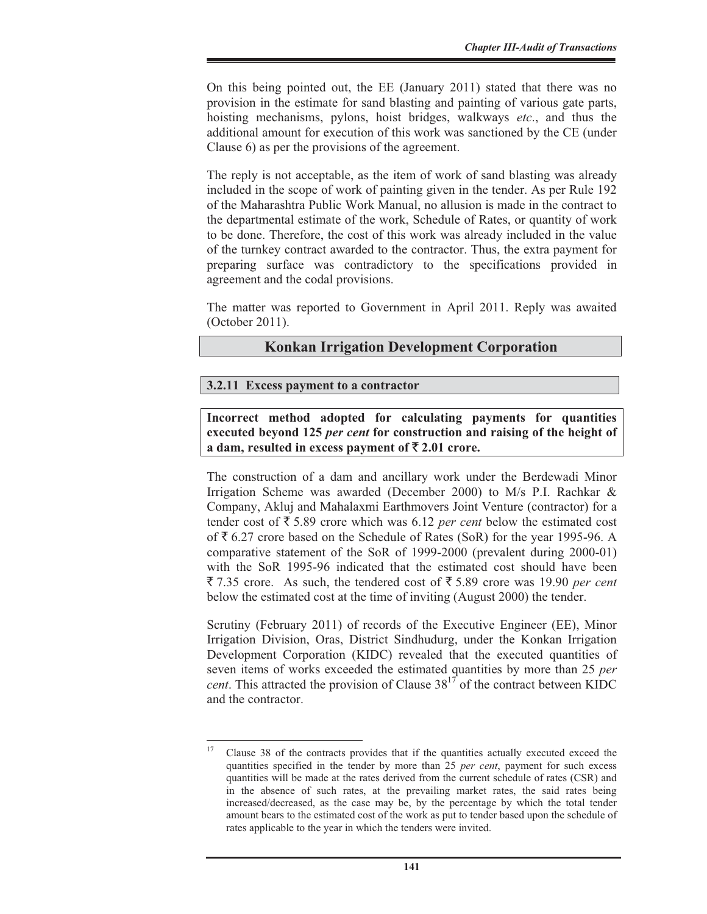On this being pointed out, the EE (January 2011) stated that there was no provision in the estimate for sand blasting and painting of various gate parts, hoisting mechanisms, pylons, hoist bridges, walkways *etc*., and thus the additional amount for execution of this work was sanctioned by the CE (under Clause 6) as per the provisions of the agreement.

The reply is not acceptable, as the item of work of sand blasting was already included in the scope of work of painting given in the tender. As per Rule 192 of the Maharashtra Public Work Manual, no allusion is made in the contract to the departmental estimate of the work, Schedule of Rates, or quantity of work to be done. Therefore, the cost of this work was already included in the value of the turnkey contract awarded to the contractor. Thus, the extra payment for preparing surface was contradictory to the specifications provided in agreement and the codal provisions.

The matter was reported to Government in April 2011. Reply was awaited (October 2011).

## Konkan Irrigation Development Corporation

### 3.2.11 Excess payment to a contractor

**Incorrect method adopted for calculating payments for quantities executed beyond 125 *per cent* for construction and raising of the height of a dam, resulted in excess payment of ₹ 2.01 crore.**

The construction of a dam and ancillary work under the Berdewadi Minor Irrigation Scheme was awarded (December 2000) to M/s P.I. Rachkar & Company, Akluj and Mahalaxmi Earthmovers Joint Venture (contractor) for a tender cost of ₹ 5.89 crore which was 6.12 *per cent* below the estimated cost of ₹ 6.27 crore based on the Schedule of Rates (SoR) for the year 1995-96. A comparative statement of the SoR of 1999-2000 (prevalent during 2000-01) with the SoR 1995-96 indicated that the estimated cost should have been ₹ 7.35 crore. As such, the tendered cost of ₹ 5.89 crore was 19.90 *per cent* below the estimated cost at the time of inviting (August 2000) the tender.

Scrutiny (February 2011) of records of the Executive Engineer (EE), Minor Irrigation Division, Oras, District Sindhudurg, under the Konkan Irrigation Development Corporation (KIDC) revealed that the executed quantities of seven items of works exceeded the estimated quantities by more than 25 *per cent*. This attracted the provision of Clause 38[17] of the contract between KIDC and the contractor.

---

[17] Clause 38 of the contracts provides that if the quantities actually executed exceed the quantities specified in the tender by more than 25 *per cent*, payment for such excess quantities will be made at the rates derived from the current schedule of rates (CSR) and in the absence of such rates, at the prevailing market rates, the said rates being increased/decreased, as the case may be, by the percentage by which the total tender amount bears to the estimated cost of the work as put to tender based upon the schedule of rates applicable to the year in which the tenders were invited.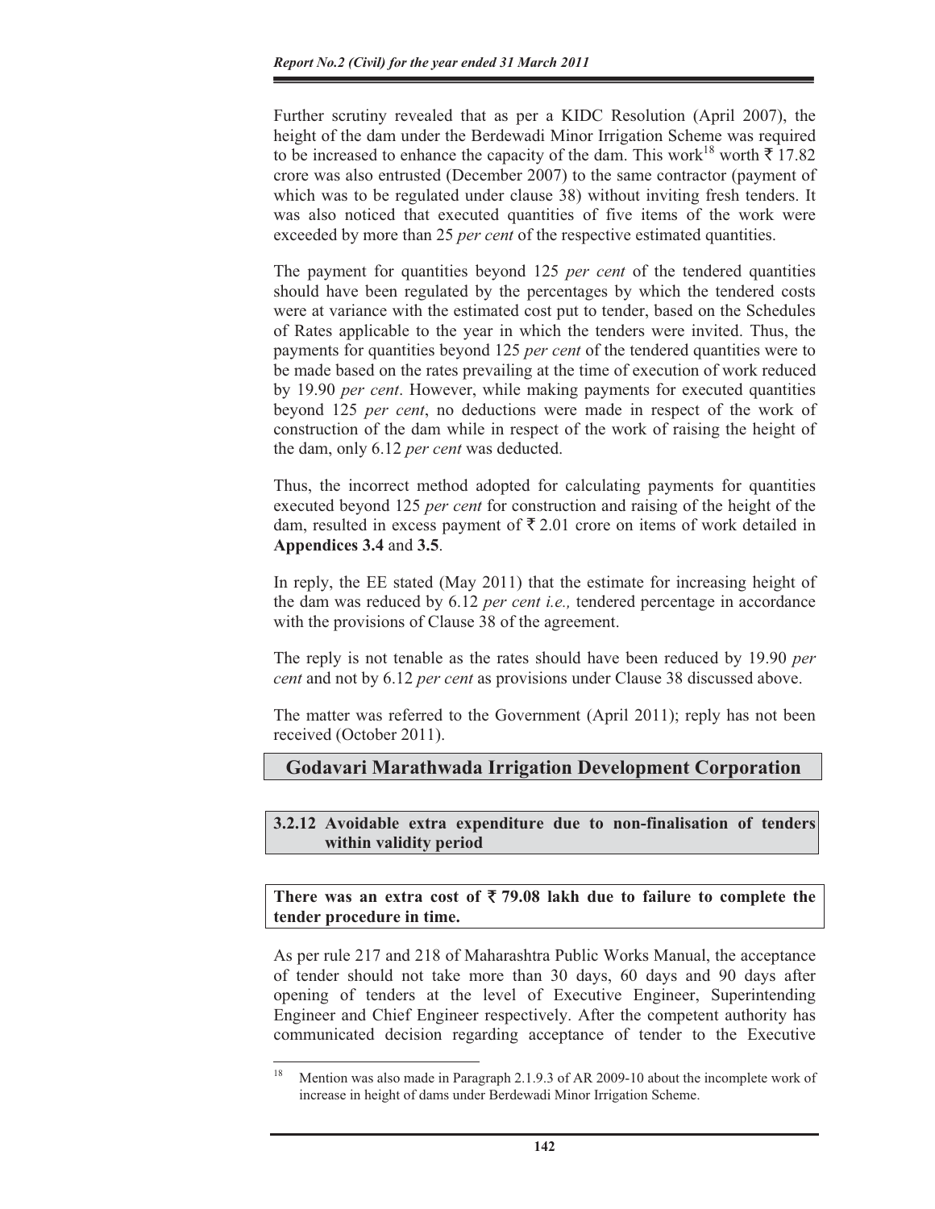Further scrutiny revealed that as per a KIDC Resolution (April 2007), the height of the dam under the Berdewadi Minor Irrigation Scheme was required to be increased to enhance the capacity of the dam. This work[18] worth ₹ 17.82 crore was also entrusted (December 2007) to the same contractor (payment of which was to be regulated under clause 38) without inviting fresh tenders. It was also noticed that executed quantities of five items of the work were exceeded by more than 25 *per cent* of the respective estimated quantities.

The payment for quantities beyond 125 *per cent* of the tendered quantities should have been regulated by the percentages by which the tendered costs were at variance with the estimated cost put to tender, based on the Schedules of Rates applicable to the year in which the tenders were invited. Thus, the payments for quantities beyond 125 *per cent* of the tendered quantities were to be made based on the rates prevailing at the time of execution of work reduced by 19.90 *per cent*. However, while making payments for executed quantities beyond 125 *per cent*, no deductions were made in respect of the work of construction of the dam while in respect of the work of raising the height of the dam, only 6.12 *per cent* was deducted.

Thus, the incorrect method adopted for calculating payments for quantities executed beyond 125 *per cent* for construction and raising of the height of the dam, resulted in excess payment of ₹ 2.01 crore on items of work detailed in **Appendices 3.4** and **3.5**.

In reply, the EE stated (May 2011) that the estimate for increasing height of the dam was reduced by 6.12 *per cent i.e.,* tendered percentage in accordance with the provisions of Clause 38 of the agreement.

The reply is not tenable as the rates should have been reduced by 19.90 *per cent* and not by 6.12 *per cent* as provisions under Clause 38 discussed above.

The matter was referred to the Government (April 2011); reply has not been received (October 2011).

## Godavari Marathwada Irrigation Development Corporation

### 3.2.12 Avoidable extra expenditure due to non-finalisation of tenders within validity period

**There was an extra cost of ₹ 79.08 lakh due to failure to complete the tender procedure in time.**

As per rule 217 and 218 of Maharashtra Public Works Manual, the acceptance of tender should not take more than 30 days, 60 days and 90 days after opening of tenders at the level of Executive Engineer, Superintending Engineer and Chief Engineer respectively. After the competent authority has communicated decision regarding acceptance of tender to the Executive

[18] Mention was also made in Paragraph 2.1.9.3 of AR 2009-10 about the incomplete work of increase in height of dams under Berdewadi Minor Irrigation Scheme.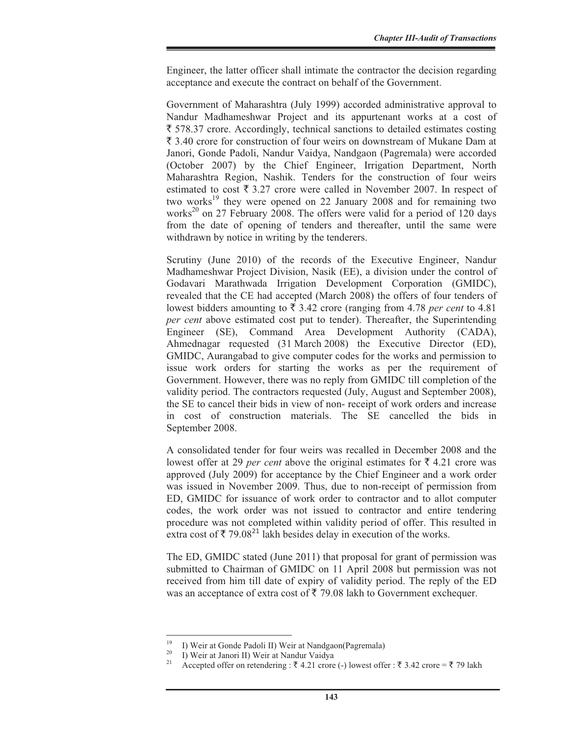Engineer, the latter officer shall intimate the contractor the decision regarding acceptance and execute the contract on behalf of the Government.

Government of Maharashtra (July 1999) accorded administrative approval to Nandur Madhameshwar Project and its appurtenant works at a cost of ₹ 578.37 crore. Accordingly, technical sanctions to detailed estimates costing ₹ 3.40 crore for construction of four weirs on downstream of Mukane Dam at Janori, Gonde Padoli, Nandur Vaidya, Nandgaon (Pagremala) were accorded (October 2007) by the Chief Engineer, Irrigation Department, North Maharashtra Region, Nashik. Tenders for the construction of four weirs estimated to cost ₹ 3.27 crore were called in November 2007. In respect of two works[19] they were opened on 22 January 2008 and for remaining two works[20] on 27 February 2008. The offers were valid for a period of 120 days from the date of opening of tenders and thereafter, until the same were withdrawn by notice in writing by the tenderers.

Scrutiny (June 2010) of the records of the Executive Engineer, Nandur Madhameshwar Project Division, Nasik (EE), a division under the control of Godavari Marathwada Irrigation Development Corporation (GMIDC), revealed that the CE had accepted (March 2008) the offers of four tenders of lowest bidders amounting to ₹ 3.42 crore (ranging from 4.78 *per cent* to 4.81 *per cent* above estimated cost put to tender). Thereafter, the Superintending Engineer (SE), Command Area Development Authority (CADA), Ahmednagar requested (31 March 2008) the Executive Director (ED), GMIDC, Aurangabad to give computer codes for the works and permission to issue work orders for starting the works as per the requirement of Government. However, there was no reply from GMIDC till completion of the validity period. The contractors requested (July, August and September 2008), the SE to cancel their bids in view of non- receipt of work orders and increase in cost of construction materials. The SE cancelled the bids in September 2008.

A consolidated tender for four weirs was recalled in December 2008 and the lowest offer at 29 *per cent* above the original estimates for ₹ 4.21 crore was approved (July 2009) for acceptance by the Chief Engineer and a work order was issued in November 2009. Thus, due to non-receipt of permission from ED, GMIDC for issuance of work order to contractor and to allot computer codes, the work order was not issued to contractor and entire tendering procedure was not completed within validity period of offer. This resulted in extra cost of ₹ 79.08[21] lakh besides delay in execution of the works.

The ED, GMIDC stated (June 2011) that proposal for grant of permission was submitted to Chairman of GMIDC on 11 April 2008 but permission was not received from him till date of expiry of validity period. The reply of the ED was an acceptance of extra cost of ₹ 79.08 lakh to Government exchequer.

---

[19] I) Weir at Gonde Padoli II) Weir at Nandgaon(Pagremala)

[20] I) Weir at Janori II) Weir at Nandur Vaidya

[21] Accepted offer on retendering : ₹ 4.21 crore (-) lowest offer : ₹ 3.42 crore = ₹ 79 lakh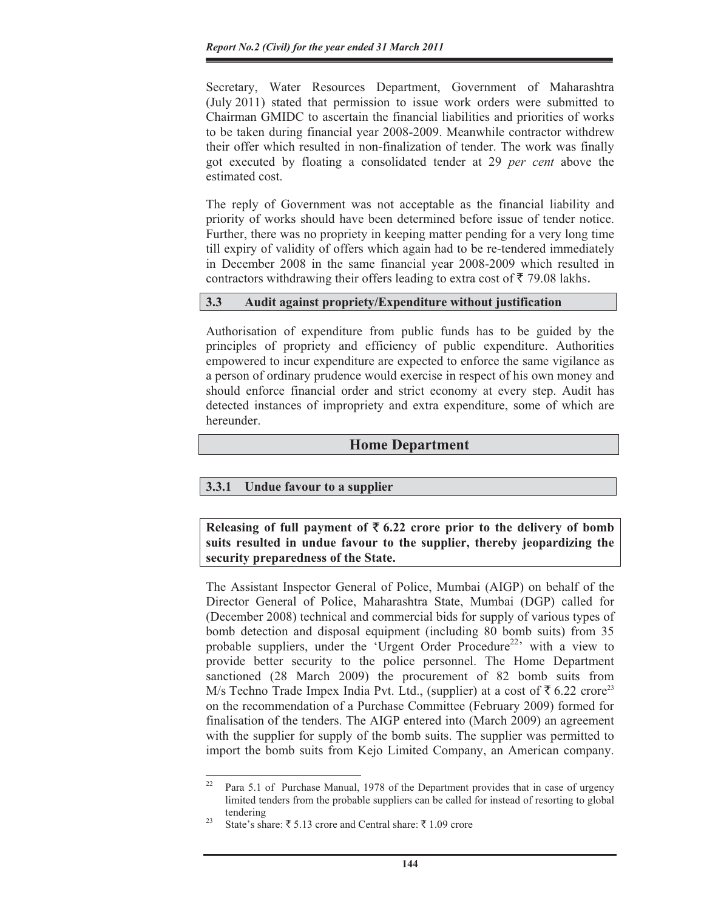Secretary, Water Resources Department, Government of Maharashtra (July 2011) stated that permission to issue work orders were submitted to Chairman GMIDC to ascertain the financial liabilities and priorities of works to be taken during financial year 2008-2009. Meanwhile contractor withdrew their offer which resulted in non-finalization of tender. The work was finally got executed by floating a consolidated tender at 29 *per cent* above the estimated cost.

The reply of Government was not acceptable as the financial liability and priority of works should have been determined before issue of tender notice. Further, there was no propriety in keeping matter pending for a very long time till expiry of validity of offers which again had to be re-tendered immediately in December 2008 in the same financial year 2008-2009 which resulted in contractors withdrawing their offers leading to extra cost of ₹ 79.08 lakhs.

## 3.3 Audit against propriety/Expenditure without justification

Authorisation of expenditure from public funds has to be guided by the principles of propriety and efficiency of public expenditure. Authorities empowered to incur expenditure are expected to enforce the same vigilance as a person of ordinary prudence would exercise in respect of his own money and should enforce financial order and strict economy at every step. Audit has detected instances of impropriety and extra expenditure, some of which are hereunder.

## Home Department

### 3.3.1 Undue favour to a supplier

**Releasing of full payment of ₹ 6.22 crore prior to the delivery of bomb suits resulted in undue favour to the supplier, thereby jeopardizing the security preparedness of the State.**

The Assistant Inspector General of Police, Mumbai (AIGP) on behalf of the Director General of Police, Maharashtra State, Mumbai (DGP) called for (December 2008) technical and commercial bids for supply of various types of bomb detection and disposal equipment (including 80 bomb suits) from 35 probable suppliers, under the 'Urgent Order Procedure[22]' with a view to provide better security to the police personnel. The Home Department sanctioned (28 March 2009) the procurement of 82 bomb suits from M/s Techno Trade Impex India Pvt. Ltd., (supplier) at a cost of ₹ 6.22 crore[23] on the recommendation of a Purchase Committee (February 2009) formed for finalisation of the tenders. The AIGP entered into (March 2009) an agreement with the supplier for supply of the bomb suits. The supplier was permitted to import the bomb suits from Kejo Limited Company, an American company.

---

[22] Para 5.1 of Purchase Manual, 1978 of the Department provides that in case of urgency limited tenders from the probable suppliers can be called for instead of resorting to global tendering

[23] State's share: ₹ 5.13 crore and Central share: ₹ 1.09 crore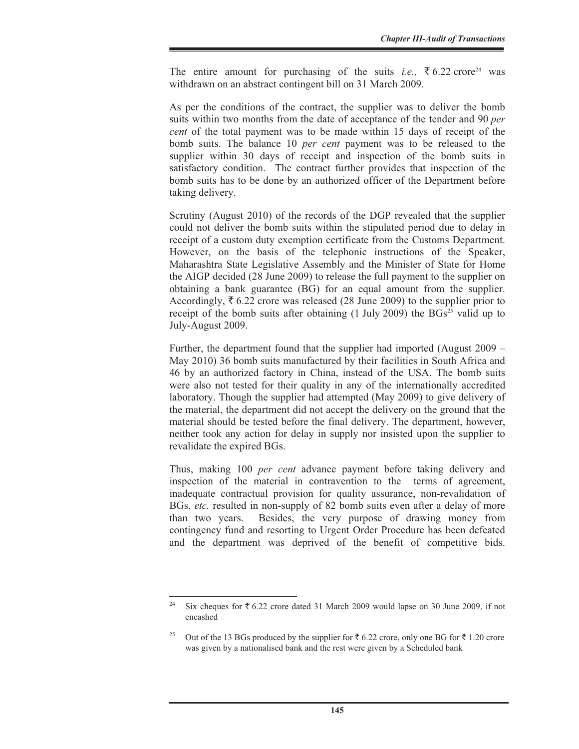The entire amount for purchasing of the suits *i.e.,* ₹ 6.22 crore[24] was withdrawn on an abstract contingent bill on 31 March 2009.

As per the conditions of the contract, the supplier was to deliver the bomb suits within two months from the date of acceptance of the tender and 90 *per cent* of the total payment was to be made within 15 days of receipt of the bomb suits. The balance 10 *per cent* payment was to be released to the supplier within 30 days of receipt and inspection of the bomb suits in satisfactory condition. The contract further provides that inspection of the bomb suits has to be done by an authorized officer of the Department before taking delivery.

Scrutiny (August 2010) of the records of the DGP revealed that the supplier could not deliver the bomb suits within the stipulated period due to delay in receipt of a custom duty exemption certificate from the Customs Department. However, on the basis of the telephonic instructions of the Speaker, Maharashtra State Legislative Assembly and the Minister of State for Home the AIGP decided (28 June 2009) to release the full payment to the supplier on obtaining a bank guarantee (BG) for an equal amount from the supplier. Accordingly, ₹ 6.22 crore was released (28 June 2009) to the supplier prior to receipt of the bomb suits after obtaining (1 July 2009) the BGs[25] valid up to July-August 2009.

Further, the department found that the supplier had imported (August 2009 – May 2010) 36 bomb suits manufactured by their facilities in South Africa and 46 by an authorized factory in China, instead of the USA. The bomb suits were also not tested for their quality in any of the internationally accredited laboratory. Though the supplier had attempted (May 2009) to give delivery of the material, the department did not accept the delivery on the ground that the material should be tested before the final delivery. The department, however, neither took any action for delay in supply nor insisted upon the supplier to revalidate the expired BGs.

Thus, making 100 *per cent* advance payment before taking delivery and inspection of the material in contravention to the terms of agreement, inadequate contractual provision for quality assurance, non-revalidation of BGs, *etc.* resulted in non-supply of 82 bomb suits even after a delay of more than two years. Besides, the very purpose of drawing money from contingency fund and resorting to Urgent Order Procedure has been defeated and the department was deprived of the benefit of competitive bids.

---

[24] Six cheques for ₹ 6.22 crore dated 31 March 2009 would lapse on 30 June 2009, if not encashed

[25] Out of the 13 BGs produced by the supplier for ₹ 6.22 crore, only one BG for ₹ 1.20 crore was given by a nationalised bank and the rest were given by a Scheduled bank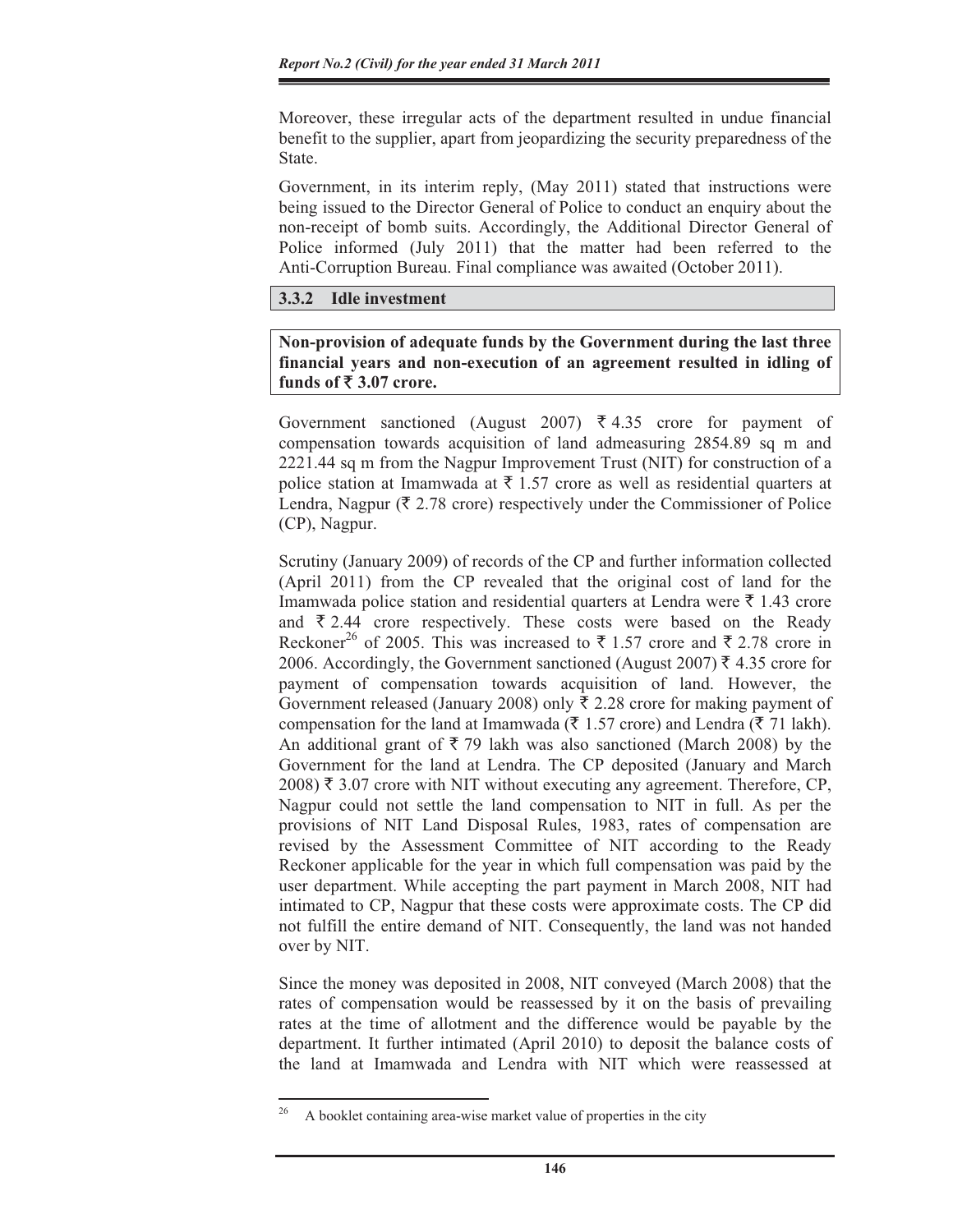Moreover, these irregular acts of the department resulted in undue financial benefit to the supplier, apart from jeopardizing the security preparedness of the State.

Government, in its interim reply, (May 2011) stated that instructions were being issued to the Director General of Police to conduct an enquiry about the non-receipt of bomb suits. Accordingly, the Additional Director General of Police informed (July 2011) that the matter had been referred to the Anti-Corruption Bureau. Final compliance was awaited (October 2011).

### 3.3.2 Idle investment

**Non-provision of adequate funds by the Government during the last three financial years and non-execution of an agreement resulted in idling of funds of ₹ 3.07 crore.**

Government sanctioned (August 2007) ₹ 4.35 crore for payment of compensation towards acquisition of land admeasuring 2854.89 sq m and 2221.44 sq m from the Nagpur Improvement Trust (NIT) for construction of a police station at Imamwada at ₹ 1.57 crore as well as residential quarters at Lendra, Nagpur (₹ 2.78 crore) respectively under the Commissioner of Police (CP), Nagpur.

Scrutiny (January 2009) of records of the CP and further information collected (April 2011) from the CP revealed that the original cost of land for the Imamwada police station and residential quarters at Lendra were ₹ 1.43 crore and ₹ 2.44 crore respectively. These costs were based on the Ready Reckoner[26] of 2005. This was increased to ₹ 1.57 crore and ₹ 2.78 crore in 2006. Accordingly, the Government sanctioned (August 2007) ₹ 4.35 crore for payment of compensation towards acquisition of land. However, the Government released (January 2008) only ₹ 2.28 crore for making payment of compensation for the land at Imamwada (₹ 1.57 crore) and Lendra (₹ 71 lakh). An additional grant of ₹ 79 lakh was also sanctioned (March 2008) by the Government for the land at Lendra. The CP deposited (January and March 2008) ₹ 3.07 crore with NIT without executing any agreement. Therefore, CP, Nagpur could not settle the land compensation to NIT in full. As per the provisions of NIT Land Disposal Rules, 1983, rates of compensation are revised by the Assessment Committee of NIT according to the Ready Reckoner applicable for the year in which full compensation was paid by the user department. While accepting the part payment in March 2008, NIT had intimated to CP, Nagpur that these costs were approximate costs. The CP did not fulfill the entire demand of NIT. Consequently, the land was not handed over by NIT.

Since the money was deposited in 2008, NIT conveyed (March 2008) that the rates of compensation would be reassessed by it on the basis of prevailing rates at the time of allotment and the difference would be payable by the department. It further intimated (April 2010) to deposit the balance costs of the land at Imamwada and Lendra with NIT which were reassessed at

[26] A booklet containing area-wise market value of properties in the city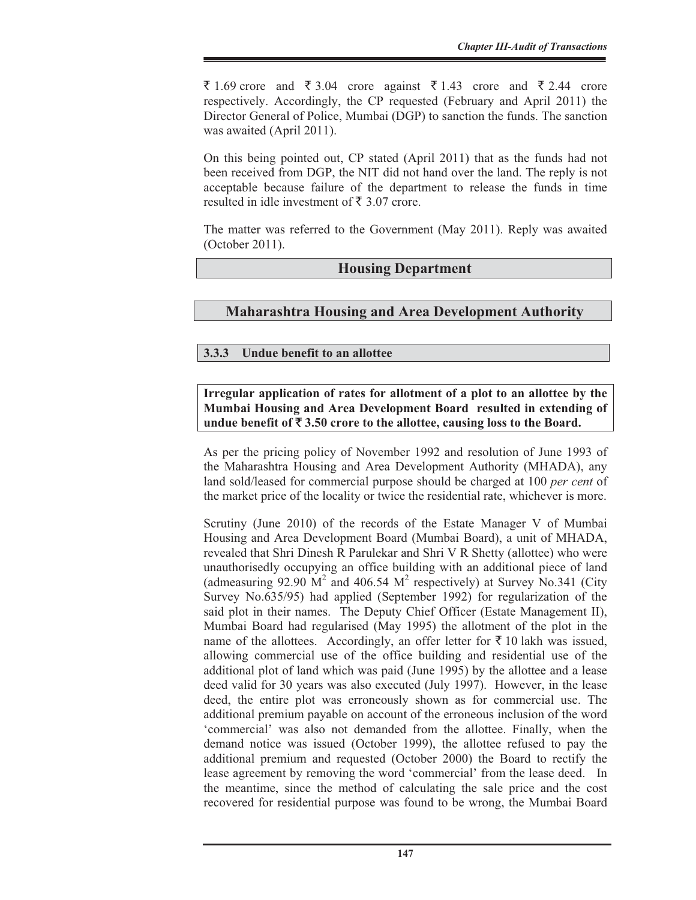₹ 1.69 crore and ₹ 3.04 crore against ₹ 1.43 crore and ₹ 2.44 crore respectively. Accordingly, the CP requested (February and April 2011) the Director General of Police, Mumbai (DGP) to sanction the funds. The sanction was awaited (April 2011).

On this being pointed out, CP stated (April 2011) that as the funds had not been received from DGP, the NIT did not hand over the land. The reply is not acceptable because failure of the department to release the funds in time resulted in idle investment of ₹ 3.07 crore.

The matter was referred to the Government (May 2011). Reply was awaited (October 2011).

## Housing Department

## Maharashtra Housing and Area Development Authority

### 3.3.3 Undue benefit to an allottee

**Irregular application of rates for allotment of a plot to an allottee by the Mumbai Housing and Area Development Board resulted in extending of undue benefit of ₹ 3.50 crore to the allottee, causing loss to the Board.**

As per the pricing policy of November 1992 and resolution of June 1993 of the Maharashtra Housing and Area Development Authority (MHADA), any land sold/leased for commercial purpose should be charged at 100 *per cent* of the market price of the locality or twice the residential rate, whichever is more.

Scrutiny (June 2010) of the records of the Estate Manager V of Mumbai Housing and Area Development Board (Mumbai Board), a unit of MHADA, revealed that Shri Dinesh R Parulekar and Shri V R Shetty (allottee) who were unauthorisedly occupying an office building with an additional piece of land (admeasuring 92.90 $M^2$ and 406.54 $M^2$ respectively) at Survey No.341 (City Survey No.635/95) had applied (September 1992) for regularization of the said plot in their names. The Deputy Chief Officer (Estate Management II), Mumbai Board had regularised (May 1995) the allotment of the plot in the name of the allottees. Accordingly, an offer letter for ₹ 10 lakh was issued, allowing commercial use of the office building and residential use of the additional plot of land which was paid (June 1995) by the allottee and a lease deed valid for 30 years was also executed (July 1997). However, in the lease deed, the entire plot was erroneously shown as for commercial use. The additional premium payable on account of the erroneous inclusion of the word 'commercial' was also not demanded from the allottee. Finally, when the demand notice was issued (October 1999), the allottee refused to pay the additional premium and requested (October 2000) the Board to rectify the lease agreement by removing the word 'commercial' from the lease deed. In the meantime, since the method of calculating the sale price and the cost recovered for residential purpose was found to be wrong, the Mumbai Board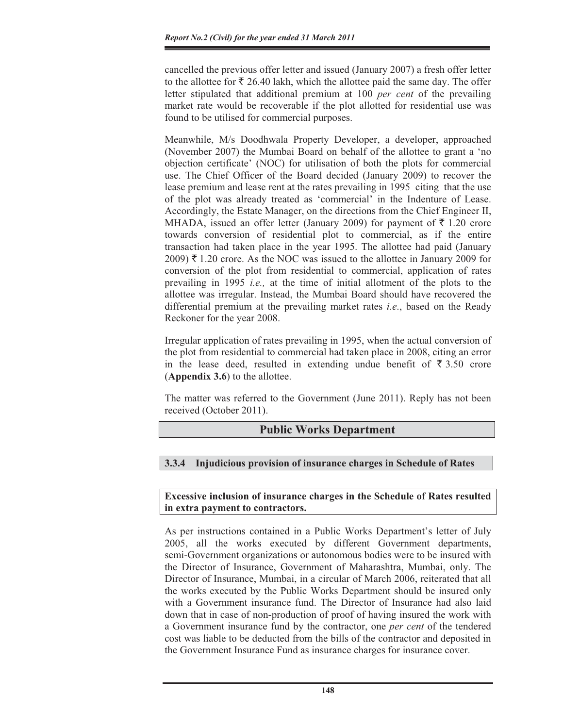cancelled the previous offer letter and issued (January 2007) a fresh offer letter to the allottee for ₹ 26.40 lakh, which the allottee paid the same day. The offer letter stipulated that additional premium at 100 *per cent* of the prevailing market rate would be recoverable if the plot allotted for residential use was found to be utilised for commercial purposes.

Meanwhile, M/s Doodhwala Property Developer, a developer, approached (November 2007) the Mumbai Board on behalf of the allottee to grant a 'no objection certificate' (NOC) for utilisation of both the plots for commercial use. The Chief Officer of the Board decided (January 2009) to recover the lease premium and lease rent at the rates prevailing in 1995 citing that the use of the plot was already treated as 'commercial' in the Indenture of Lease. Accordingly, the Estate Manager, on the directions from the Chief Engineer II, MHADA, issued an offer letter (January 2009) for payment of ₹ 1.20 crore towards conversion of residential plot to commercial, as if the entire transaction had taken place in the year 1995. The allottee had paid (January 2009) ₹ 1.20 crore. As the NOC was issued to the allottee in January 2009 for conversion of the plot from residential to commercial, application of rates prevailing in 1995 *i.e.,* at the time of initial allotment of the plots to the allottee was irregular. Instead, the Mumbai Board should have recovered the differential premium at the prevailing market rates *i.e*., based on the Ready Reckoner for the year 2008.

Irregular application of rates prevailing in 1995, when the actual conversion of the plot from residential to commercial had taken place in 2008, citing an error in the lease deed, resulted in extending undue benefit of ₹ 3.50 crore (**Appendix 3.6**) to the allottee.

The matter was referred to the Government (June 2011). Reply has not been received (October 2011).

## Public Works Department

### 3.3.4 Injudicious provision of insurance charges in Schedule of Rates

**Excessive inclusion of insurance charges in the Schedule of Rates resulted in extra payment to contractors.**

As per instructions contained in a Public Works Department's letter of July 2005, all the works executed by different Government departments, semi-Government organizations or autonomous bodies were to be insured with the Director of Insurance, Government of Maharashtra, Mumbai, only. The Director of Insurance, Mumbai, in a circular of March 2006, reiterated that all the works executed by the Public Works Department should be insured only with a Government insurance fund. The Director of Insurance had also laid down that in case of non-production of proof of having insured the work with a Government insurance fund by the contractor, one *per cent* of the tendered cost was liable to be deducted from the bills of the contractor and deposited in the Government Insurance Fund as insurance charges for insurance cover.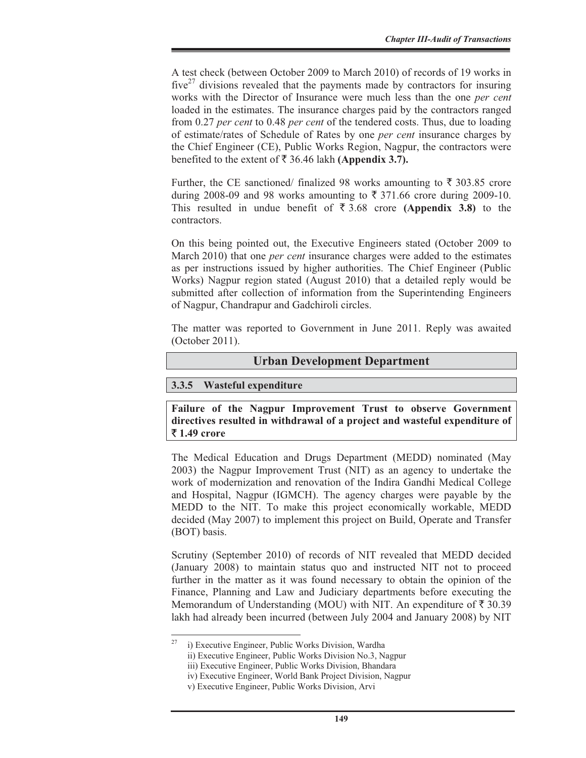A test check (between October 2009 to March 2010) of records of 19 works in five[27] divisions revealed that the payments made by contractors for insuring works with the Director of Insurance were much less than the one *per cent* loaded in the estimates. The insurance charges paid by the contractors ranged from 0.27 *per cent* to 0.48 *per cent* of the tendered costs. Thus, due to loading of estimate/rates of Schedule of Rates by one *per cent* insurance charges by the Chief Engineer (CE), Public Works Region, Nagpur, the contractors were benefited to the extent of ₹ 36.46 lakh **(Appendix 3.7).**

Further, the CE sanctioned/ finalized 98 works amounting to ₹ 303.85 crore during 2008-09 and 98 works amounting to ₹ 371.66 crore during 2009-10. This resulted in undue benefit of ₹ 3.68 crore **(Appendix 3.8)** to the contractors.

On this being pointed out, the Executive Engineers stated (October 2009 to March 2010) that one *per cent* insurance charges were added to the estimates as per instructions issued by higher authorities. The Chief Engineer (Public Works) Nagpur region stated (August 2010) that a detailed reply would be submitted after collection of information from the Superintending Engineers of Nagpur, Chandrapur and Gadchiroli circles.

The matter was reported to Government in June 2011. Reply was awaited (October 2011).

## Urban Development Department

### 3.3.5 Wasteful expenditure

**Failure of the Nagpur Improvement Trust to observe Government directives resulted in withdrawal of a project and wasteful expenditure of ₹ 1.49 crore**

The Medical Education and Drugs Department (MEDD) nominated (May 2003) the Nagpur Improvement Trust (NIT) as an agency to undertake the work of modernization and renovation of the Indira Gandhi Medical College and Hospital, Nagpur (IGMCH). The agency charges were payable by the MEDD to the NIT. To make this project economically workable, MEDD decided (May 2007) to implement this project on Build, Operate and Transfer (BOT) basis.

Scrutiny (September 2010) of records of NIT revealed that MEDD decided (January 2008) to maintain status quo and instructed NIT not to proceed further in the matter as it was found necessary to obtain the opinion of the Finance, Planning and Law and Judiciary departments before executing the Memorandum of Understanding (MOU) with NIT. An expenditure of ₹ 30.39 lakh had already been incurred (between July 2004 and January 2008) by NIT

---

[27] i) Executive Engineer, Public Works Division, Wardha
ii) Executive Engineer, Public Works Division No.3, Nagpur
iii) Executive Engineer, Public Works Division, Bhandara
iv) Executive Engineer, World Bank Project Division, Nagpur
v) Executive Engineer, Public Works Division, Arvi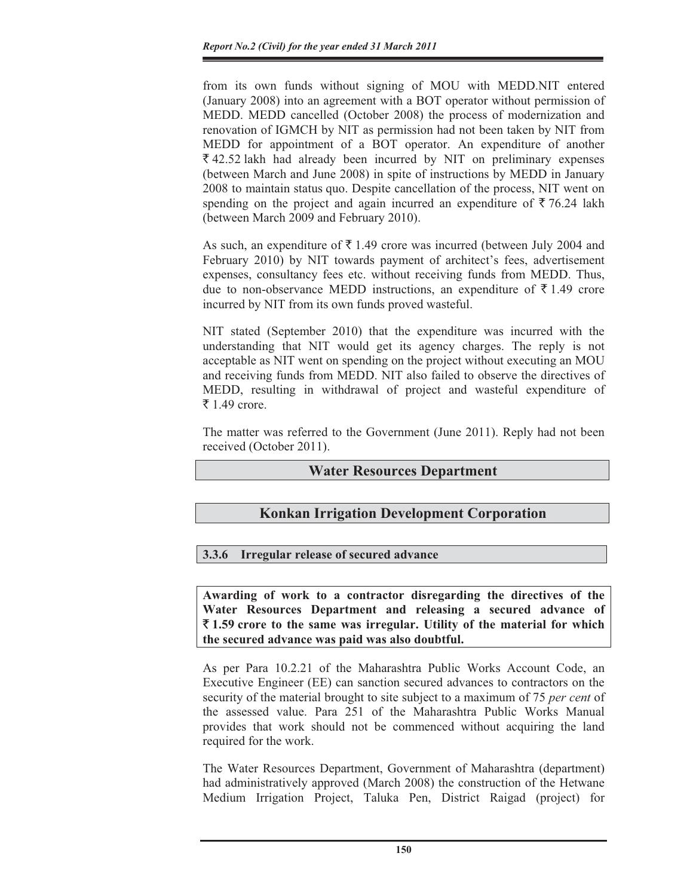from its own funds without signing of MOU with MEDD.NIT entered (January 2008) into an agreement with a BOT operator without permission of MEDD. MEDD cancelled (October 2008) the process of modernization and renovation of IGMCH by NIT as permission had not been taken by NIT from MEDD for appointment of a BOT operator. An expenditure of another ₹ 42.52 lakh had already been incurred by NIT on preliminary expenses (between March and June 2008) in spite of instructions by MEDD in January 2008 to maintain status quo. Despite cancellation of the process, NIT went on spending on the project and again incurred an expenditure of ₹ 76.24 lakh (between March 2009 and February 2010).

As such, an expenditure of ₹ 1.49 crore was incurred (between July 2004 and February 2010) by NIT towards payment of architect's fees, advertisement expenses, consultancy fees etc. without receiving funds from MEDD. Thus, due to non-observance MEDD instructions, an expenditure of ₹ 1.49 crore incurred by NIT from its own funds proved wasteful.

NIT stated (September 2010) that the expenditure was incurred with the understanding that NIT would get its agency charges. The reply is not acceptable as NIT went on spending on the project without executing an MOU and receiving funds from MEDD. NIT also failed to observe the directives of MEDD, resulting in withdrawal of project and wasteful expenditure of ₹ 1.49 crore.

The matter was referred to the Government (June 2011). Reply had not been received (October 2011).

## Water Resources Department

## Konkan Irrigation Development Corporation

### 3.3.6 Irregular release of secured advance

**Awarding of work to a contractor disregarding the directives of the Water Resources Department and releasing a secured advance of ₹ 1.59 crore to the same was irregular. Utility of the material for which the secured advance was paid was also doubtful.**

As per Para 10.2.21 of the Maharashtra Public Works Account Code, an Executive Engineer (EE) can sanction secured advances to contractors on the security of the material brought to site subject to a maximum of 75 *per cent* of the assessed value. Para 251 of the Maharashtra Public Works Manual provides that work should not be commenced without acquiring the land required for the work.

The Water Resources Department, Government of Maharashtra (department) had administratively approved (March 2008) the construction of the Hetwane Medium Irrigation Project, Taluka Pen, District Raigad (project) for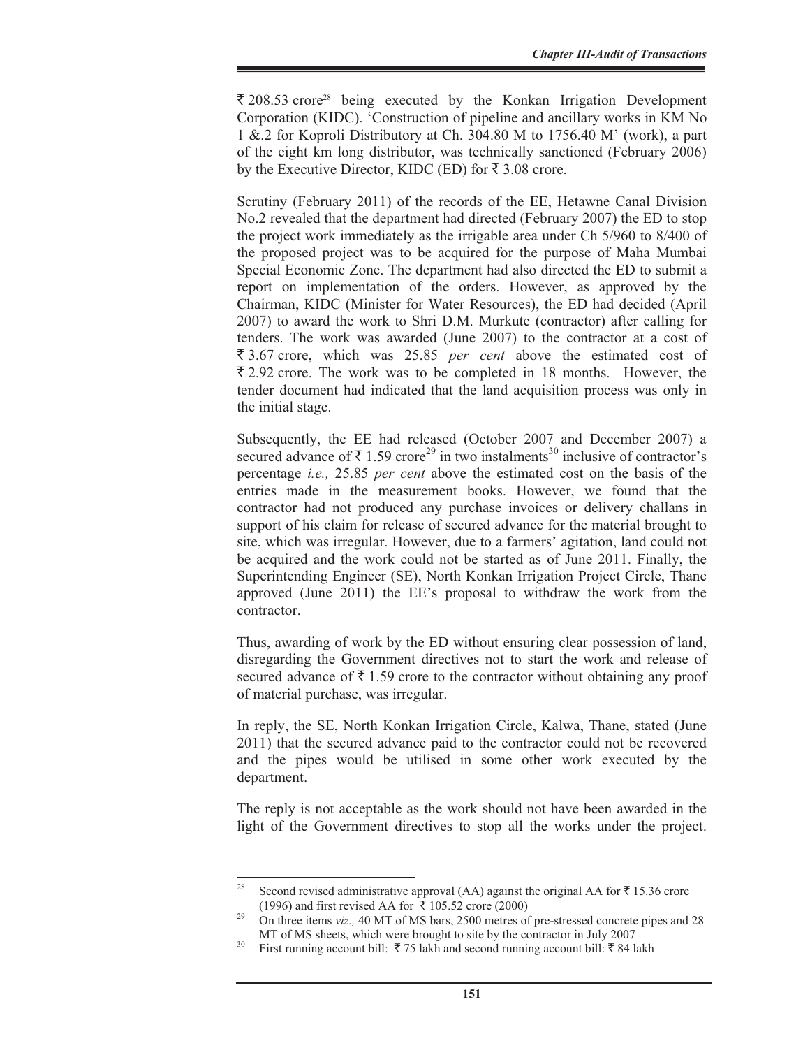₹ 208.53 crore[28] being executed by the Konkan Irrigation Development Corporation (KIDC). 'Construction of pipeline and ancillary works in KM No 1 &.2 for Koproli Distributory at Ch. 304.80 M to 1756.40 M' (work), a part of the eight km long distributor, was technically sanctioned (February 2006) by the Executive Director, KIDC (ED) for ₹ 3.08 crore.

Scrutiny (February 2011) of the records of the EE, Hetawne Canal Division No.2 revealed that the department had directed (February 2007) the ED to stop the project work immediately as the irrigable area under Ch 5/960 to 8/400 of the proposed project was to be acquired for the purpose of Maha Mumbai Special Economic Zone. The department had also directed the ED to submit a report on implementation of the orders. However, as approved by the Chairman, KIDC (Minister for Water Resources), the ED had decided (April 2007) to award the work to Shri D.M. Murkute (contractor) after calling for tenders. The work was awarded (June 2007) to the contractor at a cost of ₹ 3.67 crore, which was 25.85 *per cent* above the estimated cost of ₹ 2.92 crore. The work was to be completed in 18 months. However, the tender document had indicated that the land acquisition process was only in the initial stage.

Subsequently, the EE had released (October 2007 and December 2007) a secured advance of ₹ 1.59 crore[29] in two instalments[30] inclusive of contractor's percentage *i.e.,* 25.85 *per cent* above the estimated cost on the basis of the entries made in the measurement books. However, we found that the contractor had not produced any purchase invoices or delivery challans in support of his claim for release of secured advance for the material brought to site, which was irregular. However, due to a farmers' agitation, land could not be acquired and the work could not be started as of June 2011. Finally, the Superintending Engineer (SE), North Konkan Irrigation Project Circle, Thane approved (June 2011) the EE's proposal to withdraw the work from the contractor.

Thus, awarding of work by the ED without ensuring clear possession of land, disregarding the Government directives not to start the work and release of secured advance of ₹ 1.59 crore to the contractor without obtaining any proof of material purchase, was irregular.

In reply, the SE, North Konkan Irrigation Circle, Kalwa, Thane, stated (June 2011) that the secured advance paid to the contractor could not be recovered and the pipes would be utilised in some other work executed by the department.

The reply is not acceptable as the work should not have been awarded in the light of the Government directives to stop all the works under the project.

---

[28] Second revised administrative approval (AA) against the original AA for ₹ 15.36 crore (1996) and first revised AA for ₹ 105.52 crore (2000)

[29] On three items *viz.,* 40 MT of MS bars, 2500 metres of pre-stressed concrete pipes and 28 MT of MS sheets, which were brought to site by the contractor in July 2007

[30] First running account bill: ₹ 75 lakh and second running account bill: ₹ 84 lakh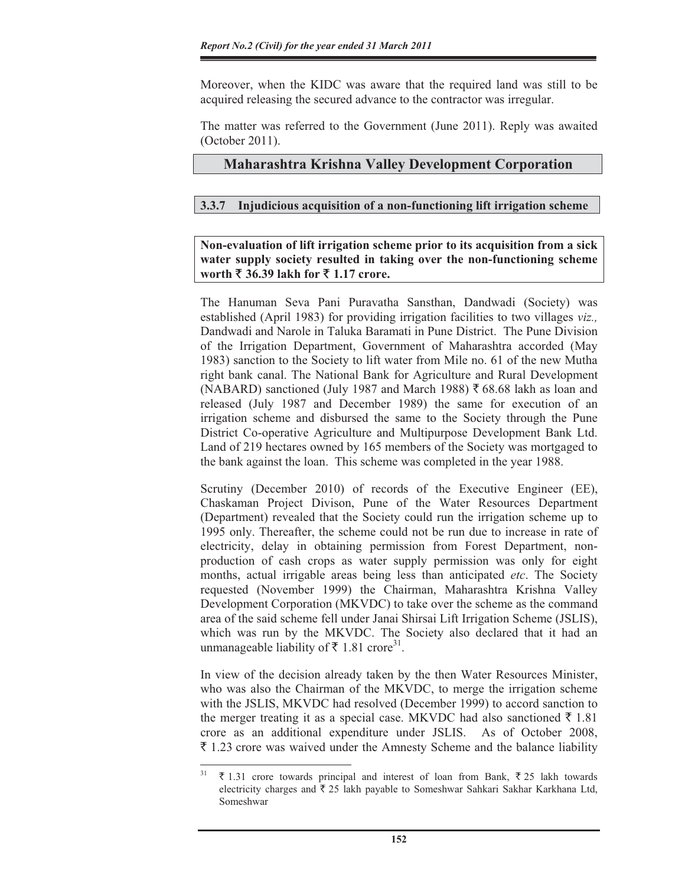Moreover, when the KIDC was aware that the required land was still to be acquired releasing the secured advance to the contractor was irregular.

The matter was referred to the Government (June 2011). Reply was awaited (October 2011).

## Maharashtra Krishna Valley Development Corporation

### 3.3.7 Injudicious acquisition of a non-functioning lift irrigation scheme

**Non-evaluation of lift irrigation scheme prior to its acquisition from a sick water supply society resulted in taking over the non-functioning scheme worth ₹ 36.39 lakh for ₹ 1.17 crore.**

The Hanuman Seva Pani Puravatha Sansthan, Dandwadi (Society) was established (April 1983) for providing irrigation facilities to two villages *viz.,* Dandwadi and Narole in Taluka Baramati in Pune District. The Pune Division of the Irrigation Department, Government of Maharashtra accorded (May 1983) sanction to the Society to lift water from Mile no. 61 of the new Mutha right bank canal. The National Bank for Agriculture and Rural Development (NABARD) sanctioned (July 1987 and March 1988) ₹ 68.68 lakh as loan and released (July 1987 and December 1989) the same for execution of an irrigation scheme and disbursed the same to the Society through the Pune District Co-operative Agriculture and Multipurpose Development Bank Ltd. Land of 219 hectares owned by 165 members of the Society was mortgaged to the bank against the loan. This scheme was completed in the year 1988.

Scrutiny (December 2010) of records of the Executive Engineer (EE), Chaskaman Project Divison, Pune of the Water Resources Department (Department) revealed that the Society could run the irrigation scheme up to 1995 only. Thereafter, the scheme could not be run due to increase in rate of electricity, delay in obtaining permission from Forest Department, non-production of cash crops as water supply permission was only for eight months, actual irrigable areas being less than anticipated *etc*. The Society requested (November 1999) the Chairman, Maharashtra Krishna Valley Development Corporation (MKVDC) to take over the scheme as the command area of the said scheme fell under Janai Shirsai Lift Irrigation Scheme (JSLIS), which was run by the MKVDC. The Society also declared that it had an unmanageable liability of ₹ 1.81 crore[31].

In view of the decision already taken by the then Water Resources Minister, who was also the Chairman of the MKVDC, to merge the irrigation scheme with the JSLIS, MKVDC had resolved (December 1999) to accord sanction to the merger treating it as a special case. MKVDC had also sanctioned ₹ 1.81 crore as an additional expenditure under JSLIS. As of October 2008, ₹ 1.23 crore was waived under the Amnesty Scheme and the balance liability

---

[31] ₹ 1.31 crore towards principal and interest of loan from Bank, ₹ 25 lakh towards electricity charges and ₹ 25 lakh payable to Someshwar Sahkari Sakhar Karkhana Ltd, Someshwar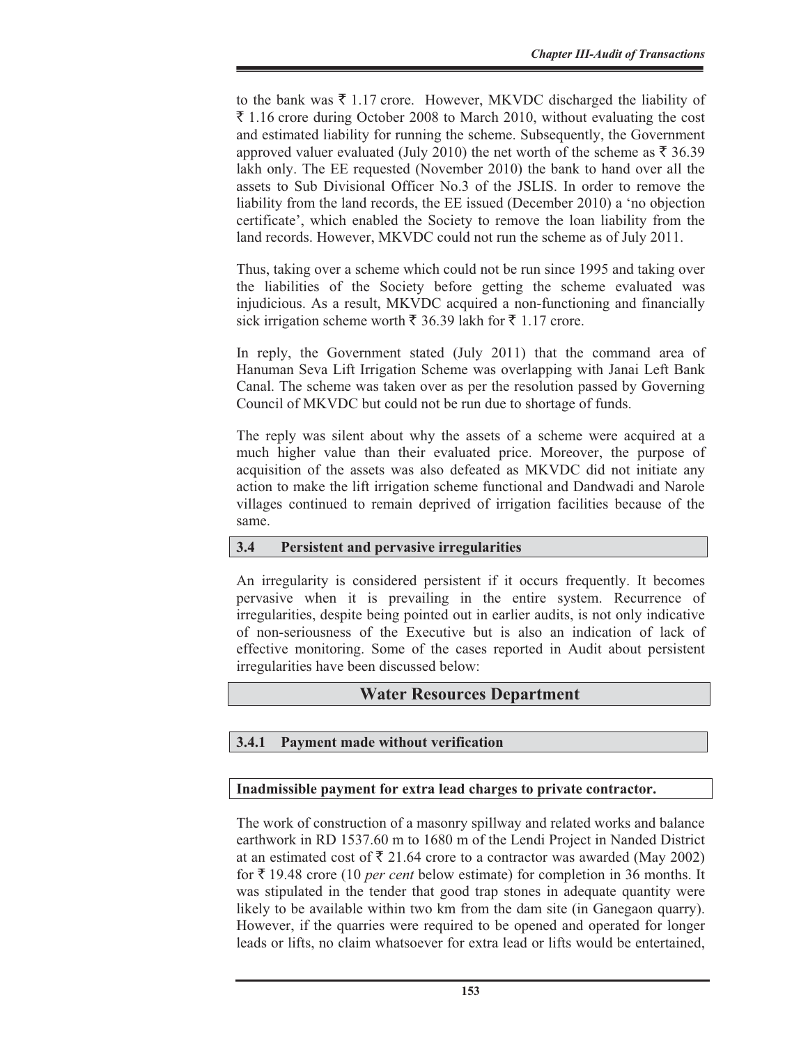to the bank was ₹ 1.17 crore. However, MKVDC discharged the liability of ₹ 1.16 crore during October 2008 to March 2010, without evaluating the cost and estimated liability for running the scheme. Subsequently, the Government approved valuer evaluated (July 2010) the net worth of the scheme as ₹ 36.39 lakh only. The EE requested (November 2010) the bank to hand over all the assets to Sub Divisional Officer No.3 of the JSLIS. In order to remove the liability from the land records, the EE issued (December 2010) a 'no objection certificate', which enabled the Society to remove the loan liability from the land records. However, MKVDC could not run the scheme as of July 2011.

Thus, taking over a scheme which could not be run since 1995 and taking over the liabilities of the Society before getting the scheme evaluated was injudicious. As a result, MKVDC acquired a non-functioning and financially sick irrigation scheme worth ₹ 36.39 lakh for ₹ 1.17 crore.

In reply, the Government stated (July 2011) that the command area of Hanuman Seva Lift Irrigation Scheme was overlapping with Janai Left Bank Canal. The scheme was taken over as per the resolution passed by Governing Council of MKVDC but could not be run due to shortage of funds.

The reply was silent about why the assets of a scheme were acquired at a much higher value than their evaluated price. Moreover, the purpose of acquisition of the assets was also defeated as MKVDC did not initiate any action to make the lift irrigation scheme functional and Dandwadi and Narole villages continued to remain deprived of irrigation facilities because of the same.

## 3.4 Persistent and pervasive irregularities

An irregularity is considered persistent if it occurs frequently. It becomes pervasive when it is prevailing in the entire system. Recurrence of irregularities, despite being pointed out in earlier audits, is not only indicative of non-seriousness of the Executive but is also an indication of lack of effective monitoring. Some of the cases reported in Audit about persistent irregularities have been discussed below:

## Water Resources Department

### 3.4.1 Payment made without verification

**Inadmissible payment for extra lead charges to private contractor.**

The work of construction of a masonry spillway and related works and balance earthwork in RD 1537.60 m to 1680 m of the Lendi Project in Nanded District at an estimated cost of ₹ 21.64 crore to a contractor was awarded (May 2002) for ₹ 19.48 crore (10 *per cent* below estimate) for completion in 36 months. It was stipulated in the tender that good trap stones in adequate quantity were likely to be available within two km from the dam site (in Ganegaon quarry). However, if the quarries were required to be opened and operated for longer leads or lifts, no claim whatsoever for extra lead or lifts would be entertained,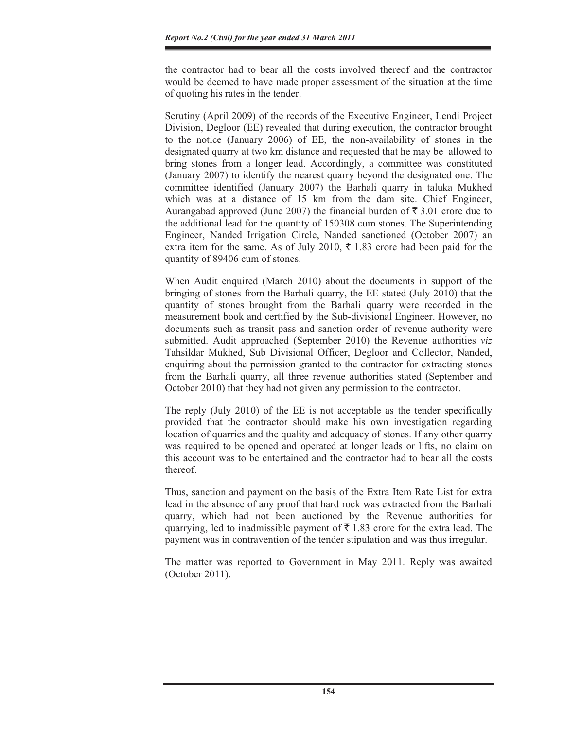the contractor had to bear all the costs involved thereof and the contractor would be deemed to have made proper assessment of the situation at the time of quoting his rates in the tender.

Scrutiny (April 2009) of the records of the Executive Engineer, Lendi Project Division, Degloor (EE) revealed that during execution, the contractor brought to the notice (January 2006) of EE, the non-availability of stones in the designated quarry at two km distance and requested that he may be allowed to bring stones from a longer lead. Accordingly, a committee was constituted (January 2007) to identify the nearest quarry beyond the designated one. The committee identified (January 2007) the Barhali quarry in taluka Mukhed which was at a distance of 15 km from the dam site. Chief Engineer, Aurangabad approved (June 2007) the financial burden of ₹ 3.01 crore due to the additional lead for the quantity of 150308 cum stones. The Superintending Engineer, Nanded Irrigation Circle, Nanded sanctioned (October 2007) an extra item for the same. As of July 2010, ₹ 1.83 crore had been paid for the quantity of 89406 cum of stones.

When Audit enquired (March 2010) about the documents in support of the bringing of stones from the Barhali quarry, the EE stated (July 2010) that the quantity of stones brought from the Barhali quarry were recorded in the measurement book and certified by the Sub-divisional Engineer. However, no documents such as transit pass and sanction order of revenue authority were submitted. Audit approached (September 2010) the Revenue authorities *viz* Tahsildar Mukhed, Sub Divisional Officer, Degloor and Collector, Nanded, enquiring about the permission granted to the contractor for extracting stones from the Barhali quarry, all three revenue authorities stated (September and October 2010) that they had not given any permission to the contractor.

The reply (July 2010) of the EE is not acceptable as the tender specifically provided that the contractor should make his own investigation regarding location of quarries and the quality and adequacy of stones. If any other quarry was required to be opened and operated at longer leads or lifts, no claim on this account was to be entertained and the contractor had to bear all the costs thereof.

Thus, sanction and payment on the basis of the Extra Item Rate List for extra lead in the absence of any proof that hard rock was extracted from the Barhali quarry, which had not been auctioned by the Revenue authorities for quarrying, led to inadmissible payment of ₹ 1.83 crore for the extra lead. The payment was in contravention of the tender stipulation and was thus irregular.

The matter was reported to Government in May 2011. Reply was awaited (October 2011).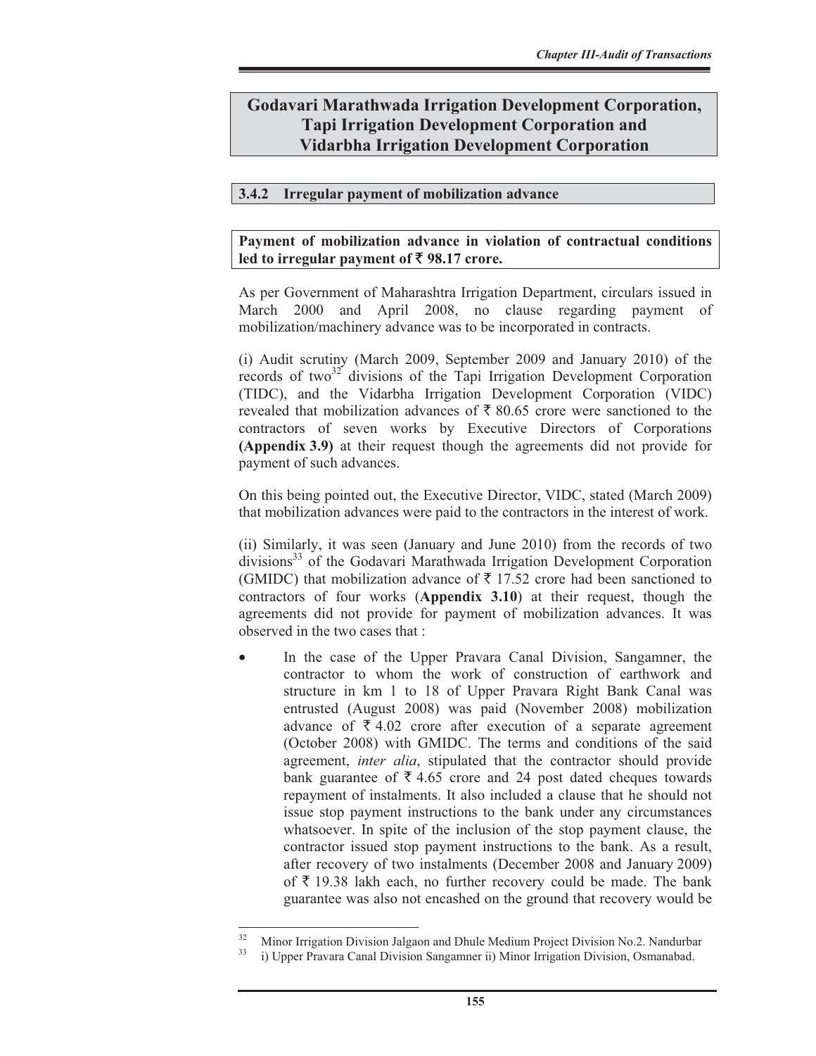## Godavari Marathwada Irrigation Development Corporation, Tapi Irrigation Development Corporation and Vidarbha Irrigation Development Corporation

### 3.4.2 Irregular payment of mobilization advance

**Payment of mobilization advance in violation of contractual conditions led to irregular payment of ₹ 98.17 crore.**

As per Government of Maharashtra Irrigation Department, circulars issued in March 2000 and April 2008, no clause regarding payment of mobilization/machinery advance was to be incorporated in contracts.

(i) Audit scrutiny (March 2009, September 2009 and January 2010) of the records of two[32] divisions of the Tapi Irrigation Development Corporation (TIDC), and the Vidarbha Irrigation Development Corporation (VIDC) revealed that mobilization advances of ₹ 80.65 crore were sanctioned to the contractors of seven works by Executive Directors of Corporations **(Appendix 3.9)** at their request though the agreements did not provide for payment of such advances.

On this being pointed out, the Executive Director, VIDC, stated (March 2009) that mobilization advances were paid to the contractors in the interest of work.

(ii) Similarly, it was seen (January and June 2010) from the records of two divisions[33] of the Godavari Marathwada Irrigation Development Corporation (GMIDC) that mobilization advance of ₹ 17.52 crore had been sanctioned to contractors of four works (**Appendix 3.10**) at their request, though the agreements did not provide for payment of mobilization advances. It was observed in the two cases that :

- In the case of the Upper Pravara Canal Division, Sangamner, the contractor to whom the work of construction of earthwork and structure in km 1 to 18 of Upper Pravara Right Bank Canal was entrusted (August 2008) was paid (November 2008) mobilization advance of ₹ 4.02 crore after execution of a separate agreement (October 2008) with GMIDC. The terms and conditions of the said agreement, *inter alia*, stipulated that the contractor should provide bank guarantee of ₹ 4.65 crore and 24 post dated cheques towards repayment of instalments. It also included a clause that he should not issue stop payment instructions to the bank under any circumstances whatsoever. In spite of the inclusion of the stop payment clause, the contractor issued stop payment instructions to the bank. As a result, after recovery of two instalments (December 2008 and January 2009) of ₹ 19.38 lakh each, no further recovery could be made. The bank guarantee was also not encashed on the ground that recovery would be

---

[32] Minor Irrigation Division Jalgaon and Dhule Medium Project Division No.2. Nandurbar

[33] i) Upper Pravara Canal Division Sangamner ii) Minor Irrigation Division, Osmanabad.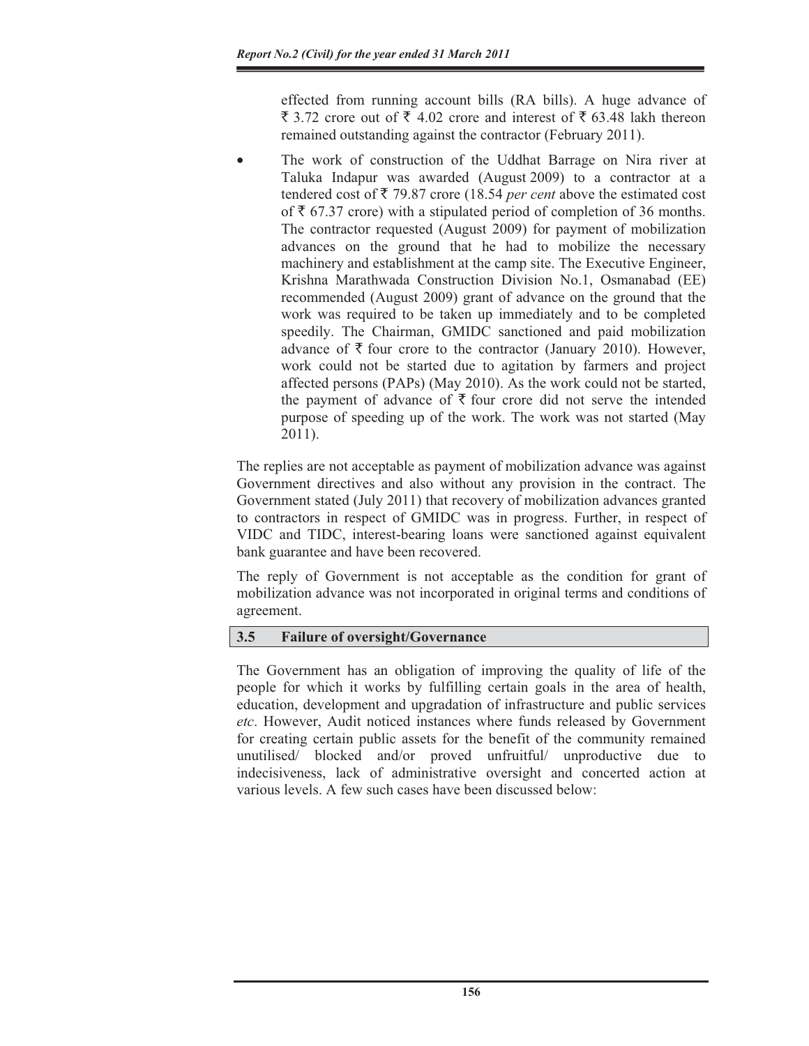effected from running account bills (RA bills). A huge advance of ₹ 3.72 crore out of ₹ 4.02 crore and interest of ₹ 63.48 lakh thereon remained outstanding against the contractor (February 2011).

- The work of construction of the Uddhat Barrage on Nira river at Taluka Indapur was awarded (August 2009) to a contractor at a tendered cost of ₹ 79.87 crore (18.54 *per cent* above the estimated cost of ₹ 67.37 crore) with a stipulated period of completion of 36 months. The contractor requested (August 2009) for payment of mobilization advances on the ground that he had to mobilize the necessary machinery and establishment at the camp site. The Executive Engineer, Krishna Marathwada Construction Division No.1, Osmanabad (EE) recommended (August 2009) grant of advance on the ground that the work was required to be taken up immediately and to be completed speedily. The Chairman, GMIDC sanctioned and paid mobilization advance of ₹ four crore to the contractor (January 2010). However, work could not be started due to agitation by farmers and project affected persons (PAPs) (May 2010). As the work could not be started, the payment of advance of ₹ four crore did not serve the intended purpose of speeding up of the work. The work was not started (May 2011).

The replies are not acceptable as payment of mobilization advance was against Government directives and also without any provision in the contract. The Government stated (July 2011) that recovery of mobilization advances granted to contractors in respect of GMIDC was in progress. Further, in respect of VIDC and TIDC, interest-bearing loans were sanctioned against equivalent bank guarantee and have been recovered.

The reply of Government is not acceptable as the condition for grant of mobilization advance was not incorporated in original terms and conditions of agreement.

## 3.5 Failure of oversight/Governance

The Government has an obligation of improving the quality of life of the people for which it works by fulfilling certain goals in the area of health, education, development and upgradation of infrastructure and public services *etc*. However, Audit noticed instances where funds released by Government for creating certain public assets for the benefit of the community remained unutilised/ blocked and/or proved unfruitful/ unproductive due to indecisiveness, lack of administrative oversight and concerted action at various levels. A few such cases have been discussed below: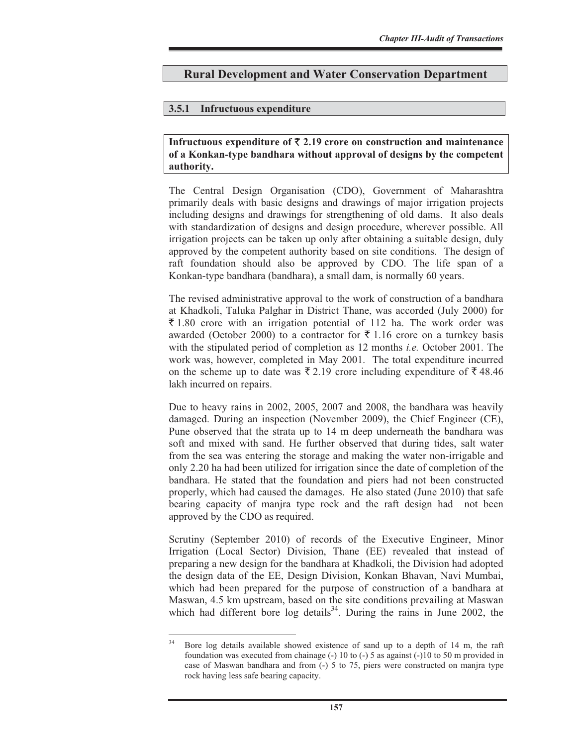## Rural Development and Water Conservation Department

### 3.5.1 Infructuous expenditure

**Infructuous expenditure of ₹ 2.19 crore on construction and maintenance of a Konkan-type bandhara without approval of designs by the competent authority.**

The Central Design Organisation (CDO), Government of Maharashtra primarily deals with basic designs and drawings of major irrigation projects including designs and drawings for strengthening of old dams. It also deals with standardization of designs and design procedure, wherever possible. All irrigation projects can be taken up only after obtaining a suitable design, duly approved by the competent authority based on site conditions. The design of raft foundation should also be approved by CDO. The life span of a Konkan-type bandhara (bandhara), a small dam, is normally 60 years.

The revised administrative approval to the work of construction of a bandhara at Khadkoli, Taluka Palghar in District Thane, was accorded (July 2000) for ₹ 1.80 crore with an irrigation potential of 112 ha. The work order was awarded (October 2000) to a contractor for ₹ 1.16 crore on a turnkey basis with the stipulated period of completion as 12 months *i.e.* October 2001. The work was, however, completed in May 2001. The total expenditure incurred on the scheme up to date was ₹ 2.19 crore including expenditure of ₹ 48.46 lakh incurred on repairs.

Due to heavy rains in 2002, 2005, 2007 and 2008, the bandhara was heavily damaged. During an inspection (November 2009), the Chief Engineer (CE), Pune observed that the strata up to 14 m deep underneath the bandhara was soft and mixed with sand. He further observed that during tides, salt water from the sea was entering the storage and making the water non-irrigable and only 2.20 ha had been utilized for irrigation since the date of completion of the bandhara. He stated that the foundation and piers had not been constructed properly, which had caused the damages. He also stated (June 2010) that safe bearing capacity of manjra type rock and the raft design had not been approved by the CDO as required.

Scrutiny (September 2010) of records of the Executive Engineer, Minor Irrigation (Local Sector) Division, Thane (EE) revealed that instead of preparing a new design for the bandhara at Khadkoli, the Division had adopted the design data of the EE, Design Division, Konkan Bhavan, Navi Mumbai, which had been prepared for the purpose of construction of a bandhara at Maswan, 4.5 km upstream, based on the site conditions prevailing at Maswan which had different bore log details[34]. During the rains in June 2002, the

---

[34] Bore log details available showed existence of sand up to a depth of 14 m, the raft foundation was executed from chainage (-) 10 to (-) 5 as against (-)10 to 50 m provided in case of Maswan bandhara and from (-) 5 to 75, piers were constructed on manjra type rock having less safe bearing capacity.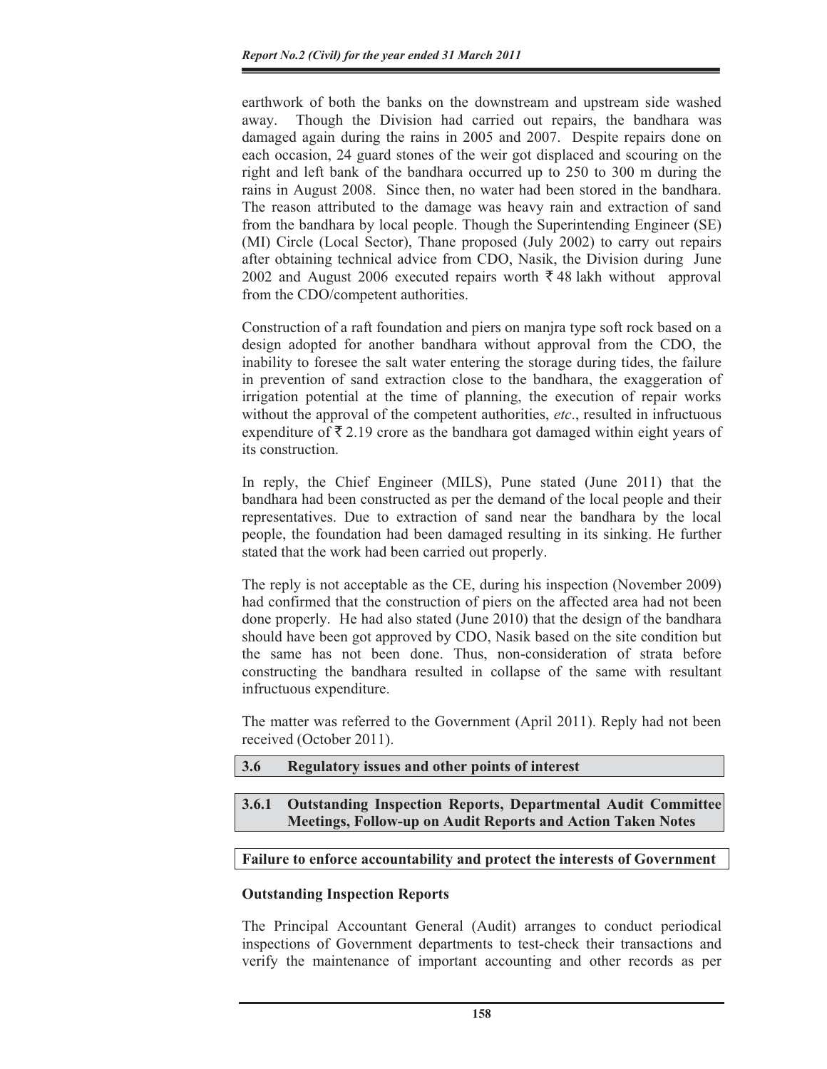earthwork of both the banks on the downstream and upstream side washed away. Though the Division had carried out repairs, the bandhara was damaged again during the rains in 2005 and 2007. Despite repairs done on each occasion, 24 guard stones of the weir got displaced and scouring on the right and left bank of the bandhara occurred up to 250 to 300 m during the rains in August 2008. Since then, no water had been stored in the bandhara. The reason attributed to the damage was heavy rain and extraction of sand from the bandhara by local people. Though the Superintending Engineer (SE) (MI) Circle (Local Sector), Thane proposed (July 2002) to carry out repairs after obtaining technical advice from CDO, Nasik, the Division during June 2002 and August 2006 executed repairs worth ₹ 48 lakh without approval from the CDO/competent authorities.

Construction of a raft foundation and piers on manjra type soft rock based on a design adopted for another bandhara without approval from the CDO, the inability to foresee the salt water entering the storage during tides, the failure in prevention of sand extraction close to the bandhara, the exaggeration of irrigation potential at the time of planning, the execution of repair works without the approval of the competent authorities, *etc*., resulted in infructuous expenditure of ₹ 2.19 crore as the bandhara got damaged within eight years of its construction.

In reply, the Chief Engineer (MILS), Pune stated (June 2011) that the bandhara had been constructed as per the demand of the local people and their representatives. Due to extraction of sand near the bandhara by the local people, the foundation had been damaged resulting in its sinking. He further stated that the work had been carried out properly.

The reply is not acceptable as the CE, during his inspection (November 2009) had confirmed that the construction of piers on the affected area had not been done properly. He had also stated (June 2010) that the design of the bandhara should have been got approved by CDO, Nasik based on the site condition but the same has not been done. Thus, non-consideration of strata before constructing the bandhara resulted in collapse of the same with resultant infructuous expenditure.

The matter was referred to the Government (April 2011). Reply had not been received (October 2011).

## 3.6 Regulatory issues and other points of interest

### 3.6.1 Outstanding Inspection Reports, Departmental Audit Committee Meetings, Follow-up on Audit Reports and Action Taken Notes

**Failure to enforce accountability and protect the interests of Government**

**Outstanding Inspection Reports**

The Principal Accountant General (Audit) arranges to conduct periodical inspections of Government departments to test-check their transactions and verify the maintenance of important accounting and other records as per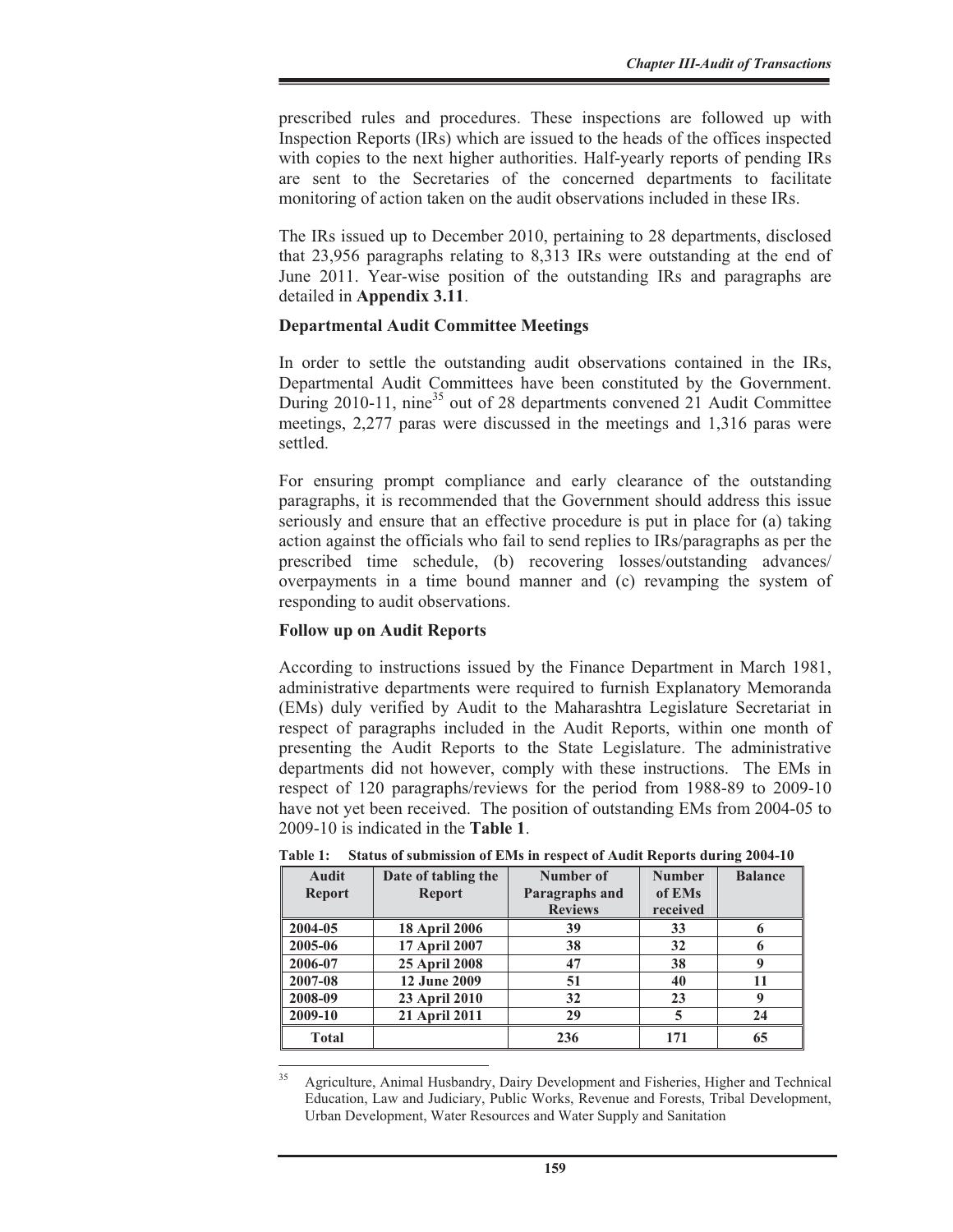prescribed rules and procedures. These inspections are followed up with Inspection Reports (IRs) which are issued to the heads of the offices inspected with copies to the next higher authorities. Half-yearly reports of pending IRs are sent to the Secretaries of the concerned departments to facilitate monitoring of action taken on the audit observations included in these IRs.

The IRs issued up to December 2010, pertaining to 28 departments, disclosed that 23,956 paragraphs relating to 8,313 IRs were outstanding at the end of June 2011. Year-wise position of the outstanding IRs and paragraphs are detailed in **Appendix 3.11**.

### Departmental Audit Committee Meetings

In order to settle the outstanding audit observations contained in the IRs, Departmental Audit Committees have been constituted by the Government. During 2010-11, nine[35] out of 28 departments convened 21 Audit Committee meetings, 2,277 paras were discussed in the meetings and 1,316 paras were settled.

For ensuring prompt compliance and early clearance of the outstanding paragraphs, it is recommended that the Government should address this issue seriously and ensure that an effective procedure is put in place for (a) taking action against the officials who fail to send replies to IRs/paragraphs as per the prescribed time schedule, (b) recovering losses/outstanding advances/ overpayments in a time bound manner and (c) revamping the system of responding to audit observations.

### Follow up on Audit Reports

According to instructions issued by the Finance Department in March 1981, administrative departments were required to furnish Explanatory Memoranda (EMs) duly verified by Audit to the Maharashtra Legislature Secretariat in respect of paragraphs included in the Audit Reports, within one month of presenting the Audit Reports to the State Legislature. The administrative departments did not however, comply with these instructions. The EMs in respect of 120 paragraphs/reviews for the period from 1988-89 to 2009-10 have not yet been received. The position of outstanding EMs from 2004-05 to 2009-10 is indicated in the **Table 1**.

**Table 1: Status of submission of EMs in respect of Audit Reports during 2004-10**

| Audit Report | Date of tabling the Report | Number of Paragraphs and Reviews | Number of EMs received | Balance |
|---|---|---|---|---|
| 2004-05 | 18 April 2006 | 39 | 33 | 6 |
| 2005-06 | 17 April 2007 | 38 | 32 | 6 |
| 2006-07 | 25 April 2008 | 47 | 38 | 9 |
| 2007-08 | 12 June 2009 | 51 | 40 | 11 |
| 2008-09 | 23 April 2010 | 32 | 23 | 9 |
| 2009-10 | 21 April 2011 | 29 | 5 | 24 |
| **Total** | | **236** | **171** | **65** |

[35] Agriculture, Animal Husbandry, Dairy Development and Fisheries, Higher and Technical Education, Law and Judiciary, Public Works, Revenue and Forests, Tribal Development, Urban Development, Water Resources and Water Supply and Sanitation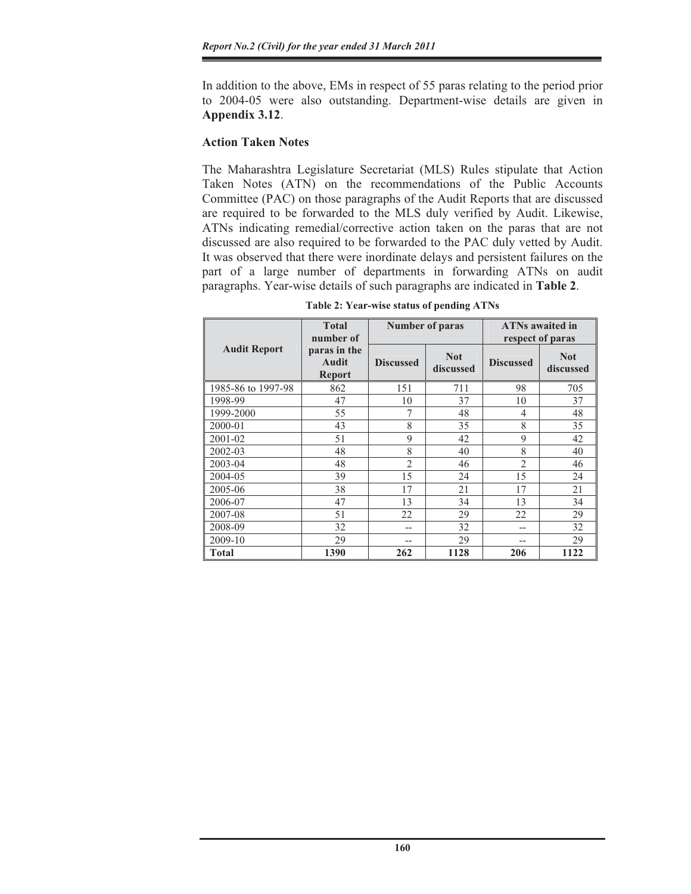In addition to the above, EMs in respect of 55 paras relating to the period prior to 2004-05 were also outstanding. Department-wise details are given in **Appendix 3.12**.

### Action Taken Notes

The Maharashtra Legislature Secretariat (MLS) Rules stipulate that Action Taken Notes (ATN) on the recommendations of the Public Accounts Committee (PAC) on those paragraphs of the Audit Reports that are discussed are required to be forwarded to the MLS duly verified by Audit. Likewise, ATNs indicating remedial/corrective action taken on the paras that are not discussed are also required to be forwarded to the PAC duly vetted by Audit. It was observed that there were inordinate delays and persistent failures on the part of a large number of departments in forwarding ATNs on audit paragraphs. Year-wise details of such paragraphs are indicated in **Table 2**.

**Table 2: Year-wise status of pending ATNs**

| Audit Report | Total number of paras in the Audit Report | Number of paras | | ATNs awaited in respect of paras | |
|---|---|---|---|---|---|
| | | Discussed | Not discussed | Discussed | Not discussed |
| 1985-86 to 1997-98 | 862 | 151 | 711 | 98 | 705 |
| 1998-99 | 47 | 10 | 37 | 10 | 37 |
| 1999-2000 | 55 | 7 | 48 | 4 | 48 |
| 2000-01 | 43 | 8 | 35 | 8 | 35 |
| 2001-02 | 51 | 9 | 42 | 9 | 42 |
| 2002-03 | 48 | 8 | 40 | 8 | 40 |
| 2003-04 | 48 | 2 | 46 | 2 | 46 |
| 2004-05 | 39 | 15 | 24 | 15 | 24 |
| 2005-06 | 38 | 17 | 21 | 17 | 21 |
| 2006-07 | 47 | 13 | 34 | 13 | 34 |
| 2007-08 | 51 | 22 | 29 | 22 | 29 |
| 2008-09 | 32 | -- | 32 | -- | 32 |
| 2009-10 | 29 | -- | 29 | -- | 29 |
| **Total** | **1390** | **262** | **1128** | **206** | **1122** |